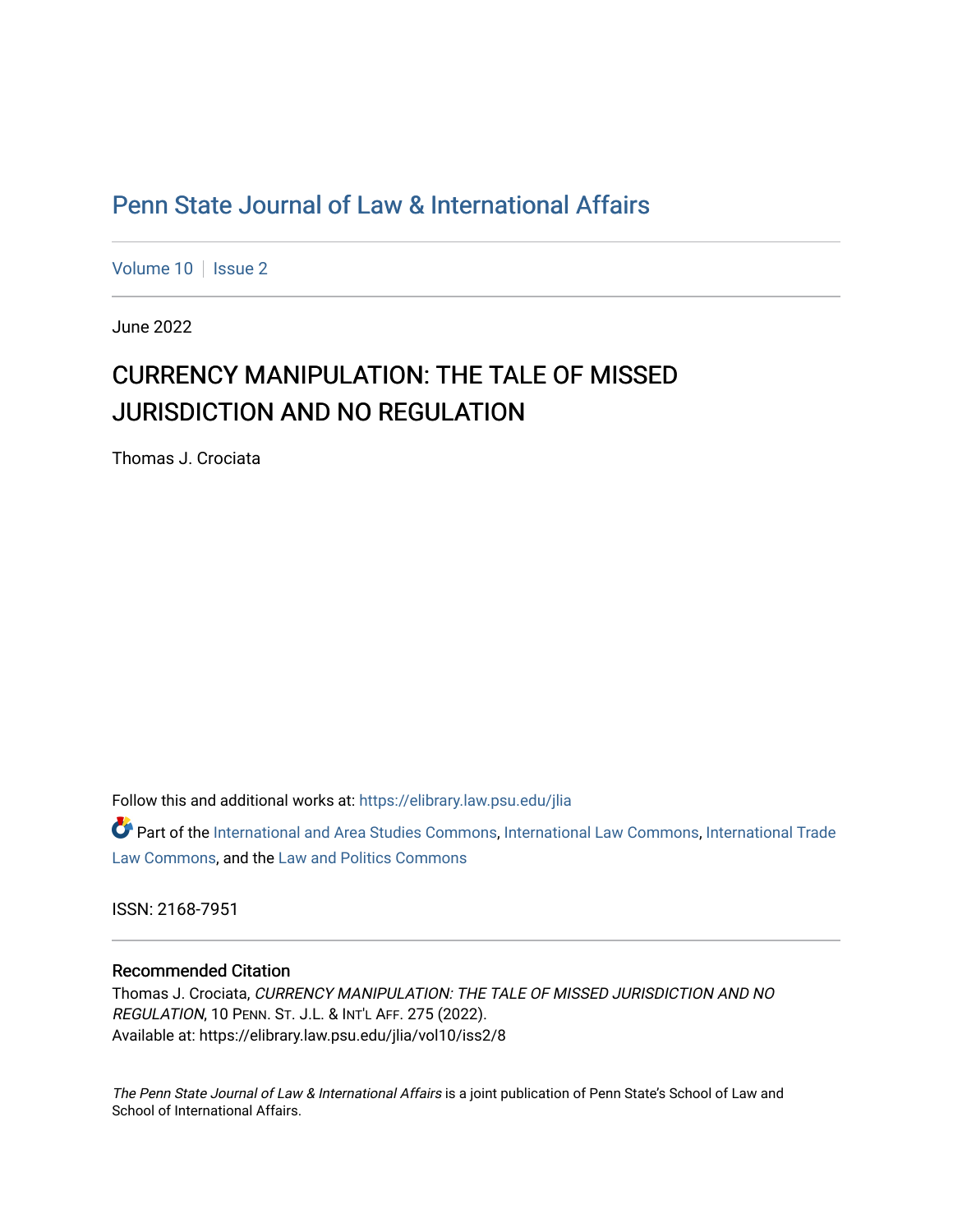# Penn State Journal of Law & International Affairs

Volume 10 | Issue 2

June 2022

## CURRENCY MANIPULATION: THE TALE OF MISSED JURISDICTION AND NO REGULATION

Thomas J. Crociata

Follow this and additional works at: https://elibrary.law.psu.edu/jlia

Part of the International and Area Studies Commons, International Law Commons, International Trade Law Commons, and the Law and Politics Commons

ISSN: 2168-7951

### Recommended Citation

Thomas J. Crociata, *CURRENCY MANIPULATION: THE TALE OF MISSED JURISDICTION AND NO REGULATION*, 10 PENN. ST. J.L. & INT'L AFF. 275 (2022).
Available at: https://elibrary.law.psu.edu/jlia/vol10/iss2/8

*The Penn State Journal of Law & International Affairs* is a joint publication of Penn State's School of Law and School of International Affairs.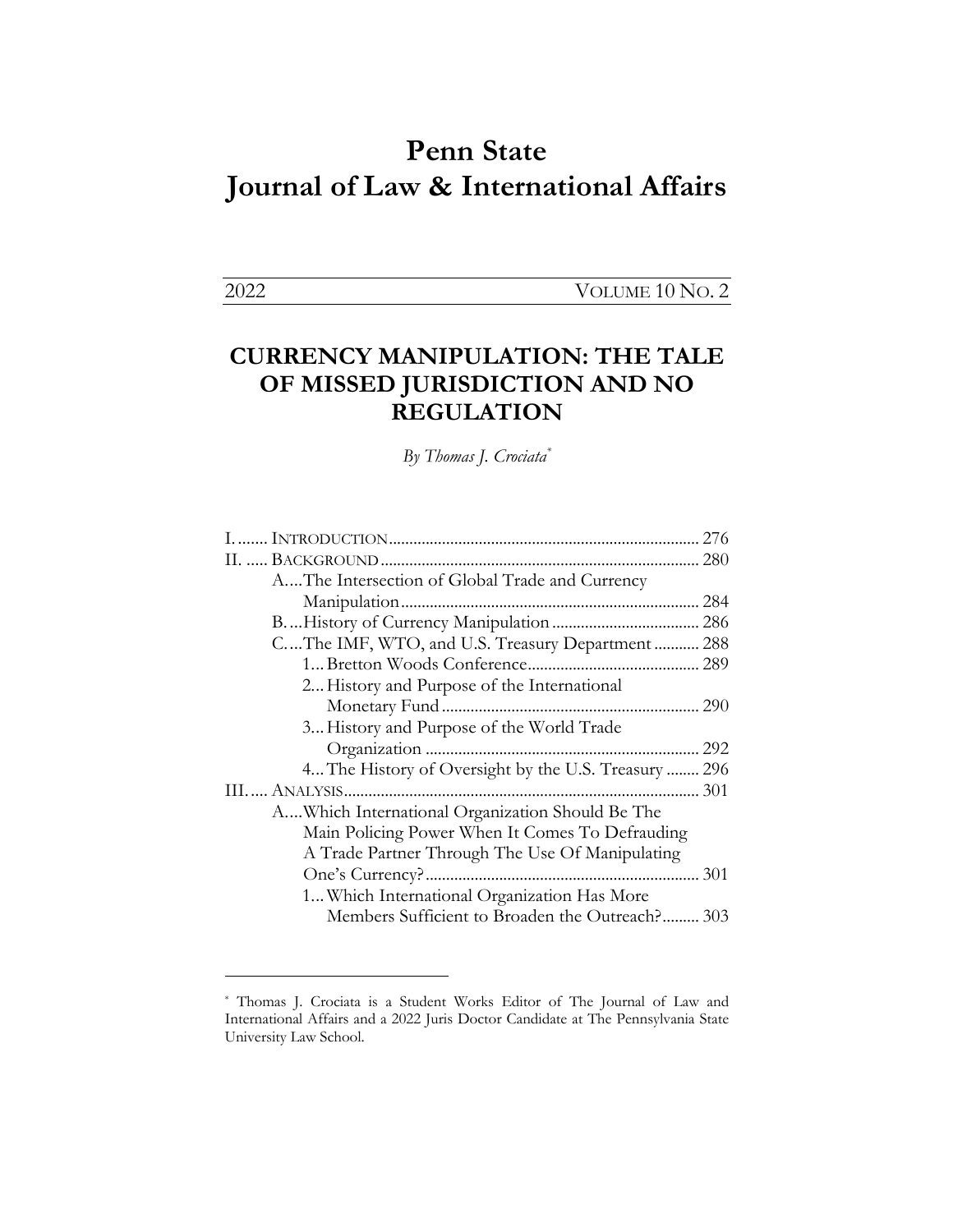# Penn State Journal of Law & International Affairs

2022 | VOLUME 10 NO. 2

## CURRENCY MANIPULATION: THE TALE OF MISSED JURISDICTION AND NO REGULATION

*By Thomas J. Crociata*[*]

I. ....... INTRODUCTION ........................................................................... 276
II. ..... BACKGROUND ............................................................................ 280
- A. ...The Intersection of Global Trade and Currency Manipulation ........................................................................ 284
- B. ...History of Currency Manipulation .................................... 286
- C. ...The IMF, WTO, and U.S. Treasury Department ........... 288
  - 1... Bretton Woods Conference .......................................... 289
  - 2... History and Purpose of the International Monetary Fund .............................................................. 290
  - 3... History and Purpose of the World Trade Organization .................................................................. 292
  - 4... The History of Oversight by the U.S. Treasury ........ 296

III. .... ANALYSIS ..................................................................................... 301
- A. ...Which International Organization Should Be The Main Policing Power When It Comes To Defrauding A Trade Partner Through The Use Of Manipulating One's Currency? .................................................................. 301
  - 1... Which International Organization Has More Members Sufficient to Broaden the Outreach? ......... 303

---

[*] Thomas J. Crociata is a Student Works Editor of The Journal of Law and International Affairs and a 2022 Juris Doctor Candidate at The Pennsylvania State University Law School.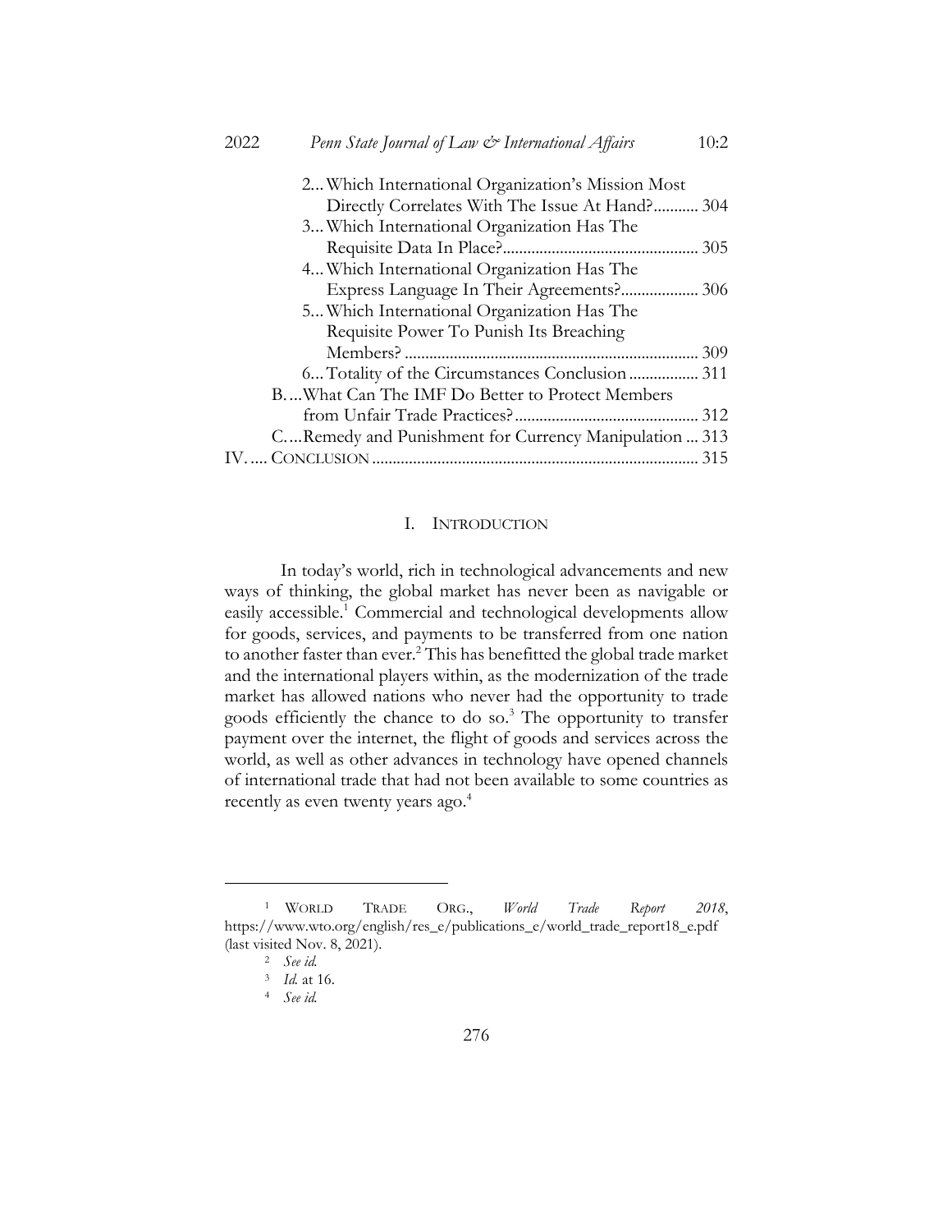2. Which International Organization's Mission Most Directly Correlates With The Issue At Hand? ........... 304
3. Which International Organization Has The Requisite Data In Place? ................................................ 305
4. Which International Organization Has The Express Language In Their Agreements? .................. 306
5. Which International Organization Has The Requisite Power To Punish Its Breaching Members? ........................................................................ 309
6. Totality of the Circumstances Conclusion ................. 311

B. What Can The IMF Do Better to Protect Members from Unfair Trade Practices? ............................................. 312

C. Remedy and Punishment for Currency Manipulation ... 313

IV. CONCLUSION ............................................................................... 315

## I. INTRODUCTION

In today's world, rich in technological advancements and new ways of thinking, the global market has never been as navigable or easily accessible.[1] Commercial and technological developments allow for goods, services, and payments to be transferred from one nation to another faster than ever.[2] This has benefitted the global trade market and the international players within, as the modernization of the trade market has allowed nations who never had the opportunity to trade goods efficiently the chance to do so.[3] The opportunity to transfer payment over the internet, the flight of goods and services across the world, as well as other advances in technology have opened channels of international trade that had not been available to some countries as recently as even twenty years ago.[4]

---

[1] WORLD TRADE ORG., *World Trade Report 2018*, https://www.wto.org/english/res_e/publications_e/world_trade_report18_e.pdf (last visited Nov. 8, 2021).

[2] *See id.*

[3] *Id.* at 16.

[4] *See id.*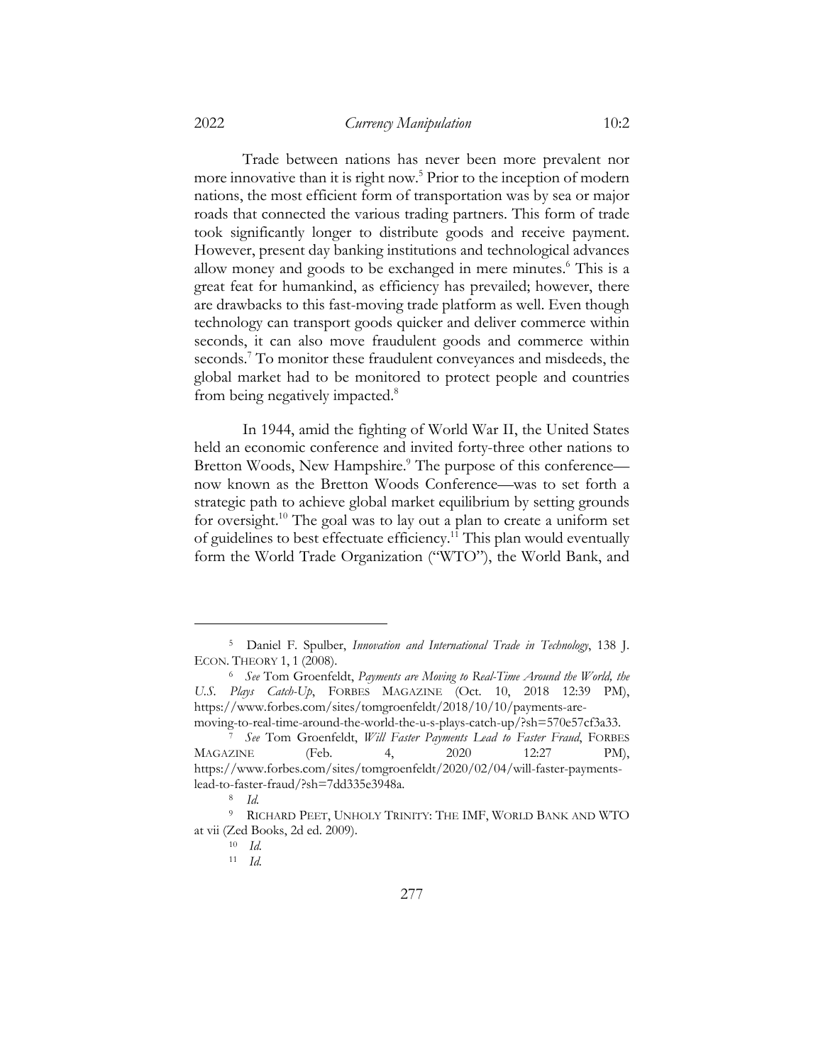Trade between nations has never been more prevalent nor more innovative than it is right now.[5] Prior to the inception of modern nations, the most efficient form of transportation was by sea or major roads that connected the various trading partners. This form of trade took significantly longer to distribute goods and receive payment. However, present day banking institutions and technological advances allow money and goods to be exchanged in mere minutes.[6] This is a great feat for humankind, as efficiency has prevailed; however, there are drawbacks to this fast-moving trade platform as well. Even though technology can transport goods quicker and deliver commerce within seconds, it can also move fraudulent goods and commerce within seconds.[7] To monitor these fraudulent conveyances and misdeeds, the global market had to be monitored to protect people and countries from being negatively impacted.[8]

In 1944, amid the fighting of World War II, the United States held an economic conference and invited forty-three other nations to Bretton Woods, New Hampshire.[9] The purpose of this conference—now known as the Bretton Woods Conference—was to set forth a strategic path to achieve global market equilibrium by setting grounds for oversight.[10] The goal was to lay out a plan to create a uniform set of guidelines to best effectuate efficiency.[11] This plan would eventually form the World Trade Organization ("WTO"), the World Bank, and

---

[5] Daniel F. Spulber, *Innovation and International Trade in Technology*, 138 J. ECON. THEORY 1, 1 (2008).

[6] *See* Tom Groenfeldt, *Payments are Moving to Real-Time Around the World, the U.S. Plays Catch-Up*, FORBES MAGAZINE (Oct. 10, 2018 12:39 PM), https://www.forbes.com/sites/tomgroenfeldt/2018/10/10/payments-are-moving-to-real-time-around-the-world-the-u-s-plays-catch-up/?sh=570e57cf3a33.

[7] *See* Tom Groenfeldt, *Will Faster Payments Lead to Faster Fraud*, FORBES MAGAZINE (Feb. 4, 2020 12:27 PM), https://www.forbes.com/sites/tomgroenfeldt/2020/02/04/will-faster-payments-lead-to-faster-fraud/?sh=7dd335e3948a.

[8] *Id.*

[9] RICHARD PEET, UNHOLY TRINITY: THE IMF, WORLD BANK AND WTO at vii (Zed Books, 2d ed. 2009).

[10] *Id.*

[11] *Id.*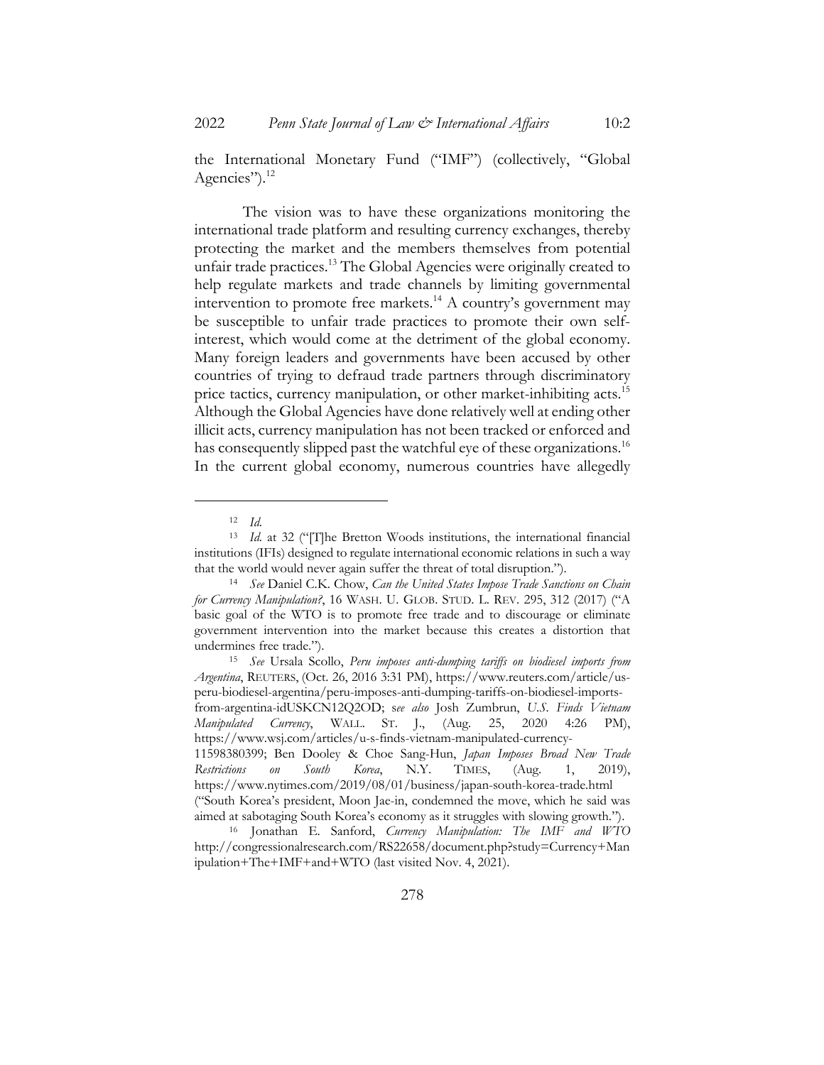the International Monetary Fund ("IMF") (collectively, "Global Agencies").[12]

The vision was to have these organizations monitoring the international trade platform and resulting currency exchanges, thereby protecting the market and the members themselves from potential unfair trade practices.[13] The Global Agencies were originally created to help regulate markets and trade channels by limiting governmental intervention to promote free markets.[14] A country's government may be susceptible to unfair trade practices to promote their own self-interest, which would come at the detriment of the global economy. Many foreign leaders and governments have been accused by other countries of trying to defraud trade partners through discriminatory price tactics, currency manipulation, or other market-inhibiting acts.[15] Although the Global Agencies have done relatively well at ending other illicit acts, currency manipulation has not been tracked or enforced and has consequently slipped past the watchful eye of these organizations.[16] In the current global economy, numerous countries have allegedly

---

[12] *Id.*

[13] *Id.* at 32 ("[T]he Bretton Woods institutions, the international financial institutions (IFIs) designed to regulate international economic relations in such a way that the world would never again suffer the threat of total disruption.").

[14] *See* Daniel C.K. Chow, *Can the United States Impose Trade Sanctions on Chain for Currency Manipulation?*, 16 WASH. U. GLOB. STUD. L. REV. 295, 312 (2017) ("A basic goal of the WTO is to promote free trade and to discourage or eliminate government intervention into the market because this creates a distortion that undermines free trade.").

[15] *See* Ursala Scollo, *Peru imposes anti-dumping tariffs on biodiesel imports from Argentina*, REUTERS, (Oct. 26, 2016 3:31 PM), https://www.reuters.com/article/us-peru-biodiesel-argentina/peru-imposes-anti-dumping-tariffs-on-biodiesel-imports-from-argentina-idUSKCN12Q2OD; s*ee also* Josh Zumbrun, *U.S. Finds Vietnam Manipulated Currency*, WALL. ST. J., (Aug. 25, 2020 4:26 PM), https://www.wsj.com/articles/u-s-finds-vietnam-manipulated-currency-11598380399; Ben Dooley & Choe Sang-Hun, *Japan Imposes Broad New Trade Restrictions on South Korea*, N.Y. TIMES, (Aug. 1, 2019), https://www.nytimes.com/2019/08/01/business/japan-south-korea-trade.html ("South Korea's president, Moon Jae-in, condemned the move, which he said was aimed at sabotaging South Korea's economy as it struggles with slowing growth.").

[16] Jonathan E. Sanford, *Currency Manipulation: The IMF and WTO* http://congressionalresearch.com/RS22658/document.php?study=Currency+Manipulation+The+IMF+and+WTO (last visited Nov. 4, 2021).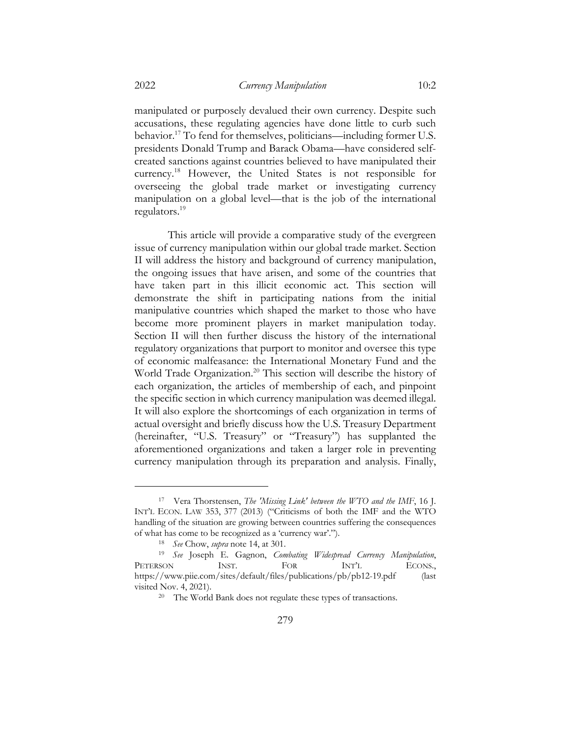manipulated or purposely devalued their own currency. Despite such accusations, these regulating agencies have done little to curb such behavior.[17] To fend for themselves, politicians—including former U.S. presidents Donald Trump and Barack Obama—have considered self-created sanctions against countries believed to have manipulated their currency.[18] However, the United States is not responsible for overseeing the global trade market or investigating currency manipulation on a global level—that is the job of the international regulators.[19]

This article will provide a comparative study of the evergreen issue of currency manipulation within our global trade market. Section II will address the history and background of currency manipulation, the ongoing issues that have arisen, and some of the countries that have taken part in this illicit economic act. This section will demonstrate the shift in participating nations from the initial manipulative countries which shaped the market to those who have become more prominent players in market manipulation today. Section II will then further discuss the history of the international regulatory organizations that purport to monitor and oversee this type of economic malfeasance: the International Monetary Fund and the World Trade Organization.[20] This section will describe the history of each organization, the articles of membership of each, and pinpoint the specific section in which currency manipulation was deemed illegal. It will also explore the shortcomings of each organization in terms of actual oversight and briefly discuss how the U.S. Treasury Department (hereinafter, "U.S. Treasury" or "Treasury") has supplanted the aforementioned organizations and taken a larger role in preventing currency manipulation through its preparation and analysis. Finally,

---

[17] Vera Thorstensen, *The 'Missing Link' between the WTO and the IMF*, 16 J. INT'L ECON. LAW 353, 377 (2013) ("Criticisms of both the IMF and the WTO handling of the situation are growing between countries suffering the consequences of what has come to be recognized as a 'currency war'.").

[18] *See* Chow, *supra* note 14, at 301.

[19] *See* Joseph E. Gagnon, *Combating Widespread Currency Manipulation*, PETERSON INST. FOR INT'L ECONS., https://www.piie.com/sites/default/files/publications/pb/pb12-19.pdf (last visited Nov. 4, 2021).

[20] The World Bank does not regulate these types of transactions.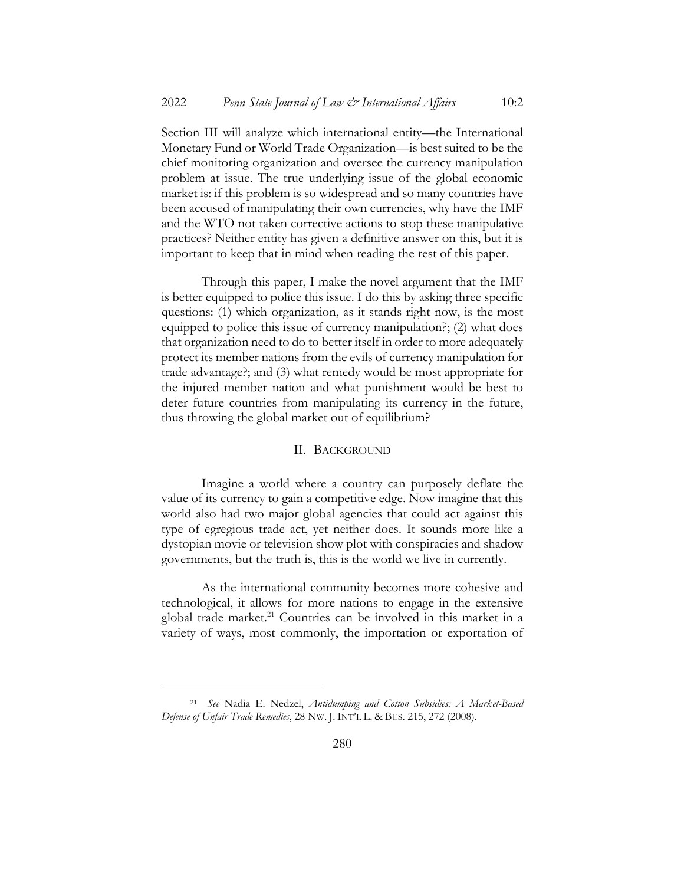Section III will analyze which international entity—the International Monetary Fund or World Trade Organization—is best suited to be the chief monitoring organization and oversee the currency manipulation problem at issue. The true underlying issue of the global economic market is: if this problem is so widespread and so many countries have been accused of manipulating their own currencies, why have the IMF and the WTO not taken corrective actions to stop these manipulative practices? Neither entity has given a definitive answer on this, but it is important to keep that in mind when reading the rest of this paper.

Through this paper, I make the novel argument that the IMF is better equipped to police this issue. I do this by asking three specific questions: (1) which organization, as it stands right now, is the most equipped to police this issue of currency manipulation?; (2) what does that organization need to do to better itself in order to more adequately protect its member nations from the evils of currency manipulation for trade advantage?; and (3) what remedy would be most appropriate for the injured member nation and what punishment would be best to deter future countries from manipulating its currency in the future, thus throwing the global market out of equilibrium?

## II. BACKGROUND

Imagine a world where a country can purposely deflate the value of its currency to gain a competitive edge. Now imagine that this world also had two major global agencies that could act against this type of egregious trade act, yet neither does. It sounds more like a dystopian movie or television show plot with conspiracies and shadow governments, but the truth is, this is the world we live in currently.

As the international community becomes more cohesive and technological, it allows for more nations to engage in the extensive global trade market.[21] Countries can be involved in this market in a variety of ways, most commonly, the importation or exportation of

---

[21] *See* Nadia E. Nedzel, *Antidumping and Cotton Subsidies: A Market-Based Defense of Unfair Trade Remedies*, 28 NW. J. INT'L L. & BUS. 215, 272 (2008).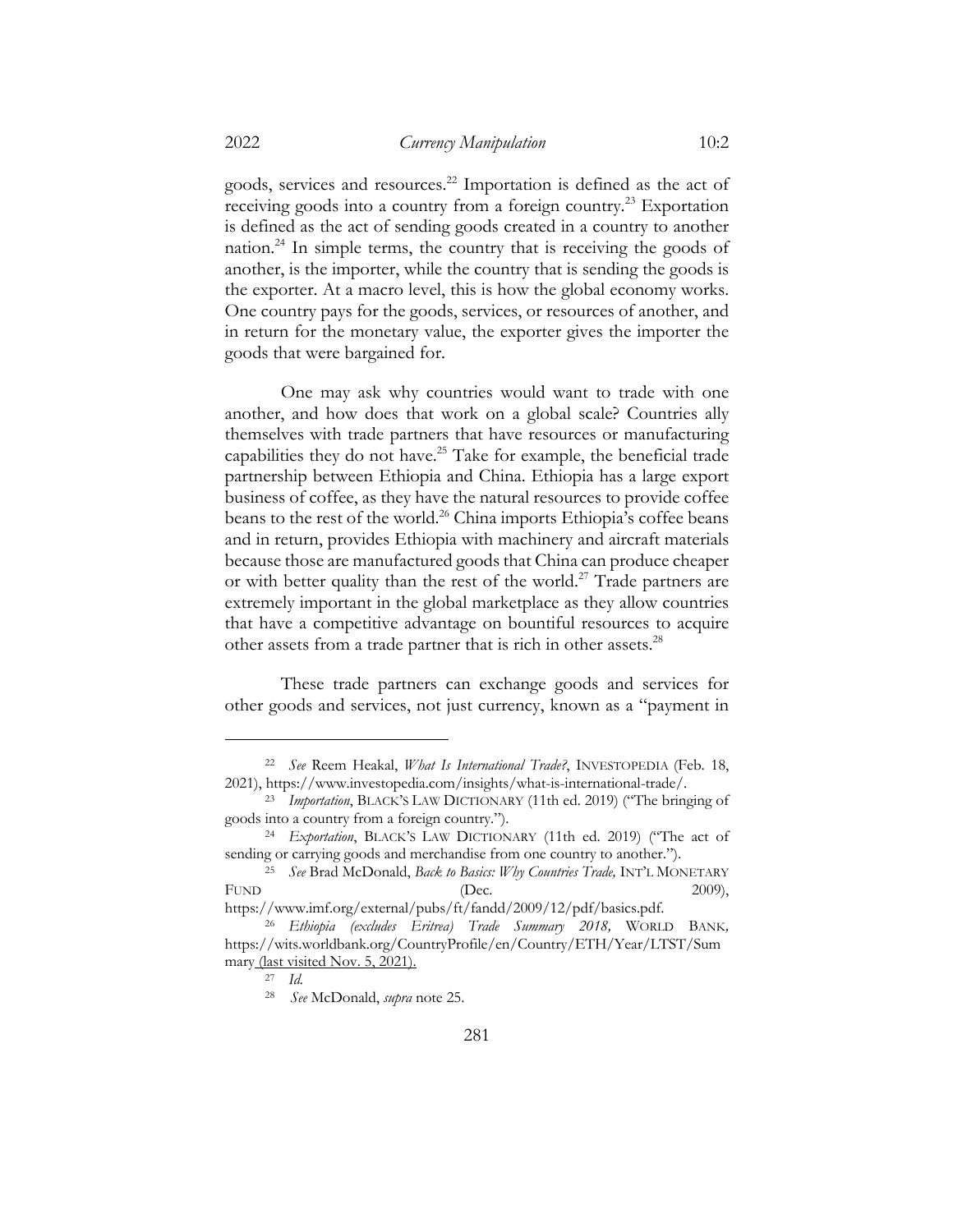goods, services and resources.[22] Importation is defined as the act of receiving goods into a country from a foreign country.[23] Exportation is defined as the act of sending goods created in a country to another nation.[24] In simple terms, the country that is receiving the goods of another, is the importer, while the country that is sending the goods is the exporter. At a macro level, this is how the global economy works. One country pays for the goods, services, or resources of another, and in return for the monetary value, the exporter gives the importer the goods that were bargained for.

One may ask why countries would want to trade with one another, and how does that work on a global scale? Countries ally themselves with trade partners that have resources or manufacturing capabilities they do not have.[25] Take for example, the beneficial trade partnership between Ethiopia and China. Ethiopia has a large export business of coffee, as they have the natural resources to provide coffee beans to the rest of the world.[26] China imports Ethiopia's coffee beans and in return, provides Ethiopia with machinery and aircraft materials because those are manufactured goods that China can produce cheaper or with better quality than the rest of the world.[27] Trade partners are extremely important in the global marketplace as they allow countries that have a competitive advantage on bountiful resources to acquire other assets from a trade partner that is rich in other assets.[28]

These trade partners can exchange goods and services for other goods and services, not just currency, known as a "payment in

---

[22] *See* Reem Heakal, *What Is International Trade?*, INVESTOPEDIA (Feb. 18, 2021), https://www.investopedia.com/insights/what-is-international-trade/.

[23] *Importation*, BLACK'S LAW DICTIONARY (11th ed. 2019) ("The bringing of goods into a country from a foreign country.").

[24] *Exportation*, BLACK'S LAW DICTIONARY (11th ed. 2019) ("The act of sending or carrying goods and merchandise from one country to another.").

[25] *See* Brad McDonald, *Back to Basics: Why Countries Trade,* INT'L MONETARY FUND (Dec. 2009), https://www.imf.org/external/pubs/ft/fandd/2009/12/pdf/basics.pdf.

[26] *Ethiopia (excludes Eritrea) Trade Summary 2018,* WORLD BANK, https://wits.worldbank.org/CountryProfile/en/Country/ETH/Year/LTST/Summary (last visited Nov. 5, 2021).

[27] *Id.*

[28] *See* McDonald, *supra* note 25.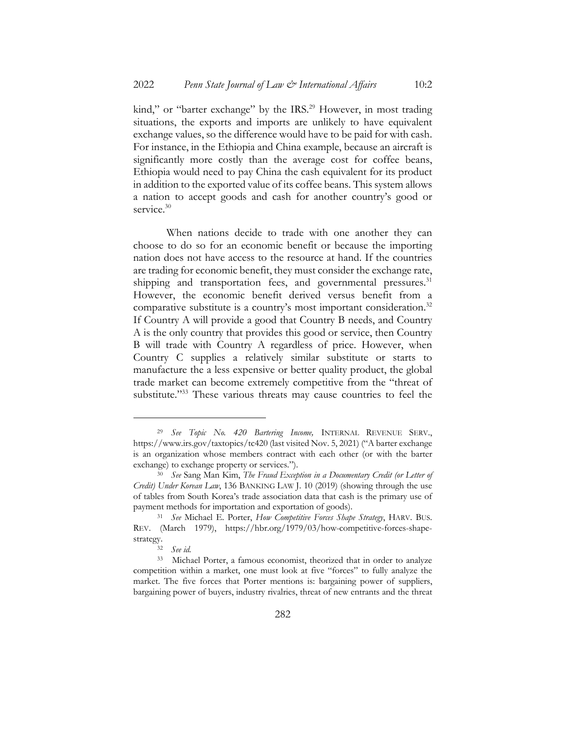kind," or "barter exchange" by the IRS.[29] However, in most trading situations, the exports and imports are unlikely to have equivalent exchange values, so the difference would have to be paid for with cash. For instance, in the Ethiopia and China example, because an aircraft is significantly more costly than the average cost for coffee beans, Ethiopia would need to pay China the cash equivalent for its product in addition to the exported value of its coffee beans. This system allows a nation to accept goods and cash for another country's good or service.[30]

When nations decide to trade with one another they can choose to do so for an economic benefit or because the importing nation does not have access to the resource at hand. If the countries are trading for economic benefit, they must consider the exchange rate, shipping and transportation fees, and governmental pressures.[31] However, the economic benefit derived versus benefit from a comparative substitute is a country's most important consideration.[32] If Country A will provide a good that Country B needs, and Country A is the only country that provides this good or service, then Country B will trade with Country A regardless of price. However, when Country C supplies a relatively similar substitute or starts to manufacture the a less expensive or better quality product, the global trade market can become extremely competitive from the "threat of substitute."[33] These various threats may cause countries to feel the

---

[29] *See Topic No. 420 Bartering Income,* INTERNAL REVENUE SERV., https://www.irs.gov/taxtopics/tc420 (last visited Nov. 5, 2021) ("A barter exchange is an organization whose members contract with each other (or with the barter exchange) to exchange property or services.").

[30] *See* Sang Man Kim, *The Fraud Exception in a Documentary Credit (or Letter of Credit) Under Korean Law*, 136 BANKING LAW J. 10 (2019) (showing through the use of tables from South Korea's trade association data that cash is the primary use of payment methods for importation and exportation of goods).

[31] *See* Michael E. Porter, *How Competitive Forces Shape Strategy*, HARV. BUS. REV. (March 1979), https://hbr.org/1979/03/how-competitive-forces-shape-strategy.

[32] *See id.*

[33] Michael Porter, a famous economist, theorized that in order to analyze competition within a market, one must look at five "forces" to fully analyze the market. The five forces that Porter mentions is: bargaining power of suppliers, bargaining power of buyers, industry rivalries, threat of new entrants and the threat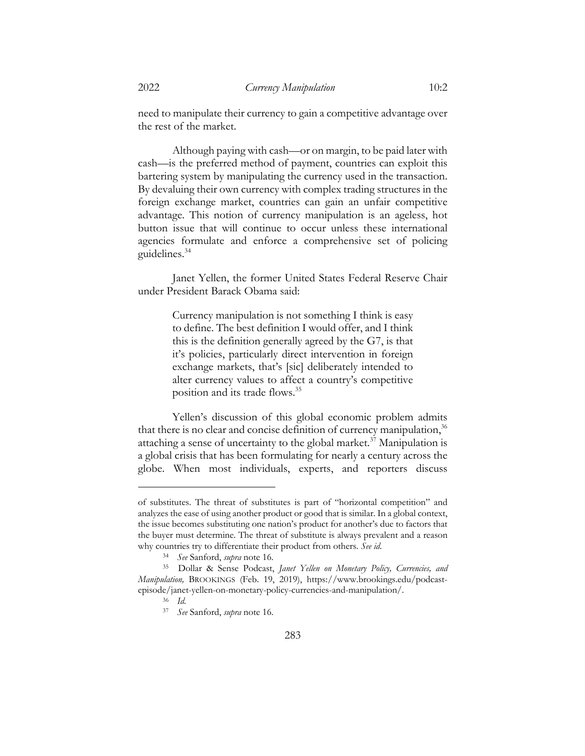need to manipulate their currency to gain a competitive advantage over the rest of the market.

Although paying with cash—or on margin, to be paid later with cash—is the preferred method of payment, countries can exploit this bartering system by manipulating the currency used in the transaction. By devaluing their own currency with complex trading structures in the foreign exchange market, countries can gain an unfair competitive advantage. This notion of currency manipulation is an ageless, hot button issue that will continue to occur unless these international agencies formulate and enforce a comprehensive set of policing guidelines.[34]

Janet Yellen, the former United States Federal Reserve Chair under President Barack Obama said:

> Currency manipulation is not something I think is easy to define. The best definition I would offer, and I think this is the definition generally agreed by the G7, is that it's policies, particularly direct intervention in foreign exchange markets, that's [sic] deliberately intended to alter currency values to affect a country's competitive position and its trade flows.[35]

Yellen's discussion of this global economic problem admits that there is no clear and concise definition of currency manipulation,[36] attaching a sense of uncertainty to the global market.[37] Manipulation is a global crisis that has been formulating for nearly a century across the globe. When most individuals, experts, and reporters discuss

---

of substitutes. The threat of substitutes is part of "horizontal competition" and analyzes the ease of using another product or good that is similar. In a global context, the issue becomes substituting one nation's product for another's due to factors that the buyer must determine. The threat of substitute is always prevalent and a reason why countries try to differentiate their product from others. *See id.*

[34] *See* Sanford, *supra* note 16.

[35] Dollar & Sense Podcast, *Janet Yellen on Monetary Policy, Currencies, and Manipulation,* BROOKINGS (Feb. 19, 2019), https://www.brookings.edu/podcast-episode/janet-yellen-on-monetary-policy-currencies-and-manipulation/.

[36] *Id.*

[37] *See* Sanford, *supra* note 16.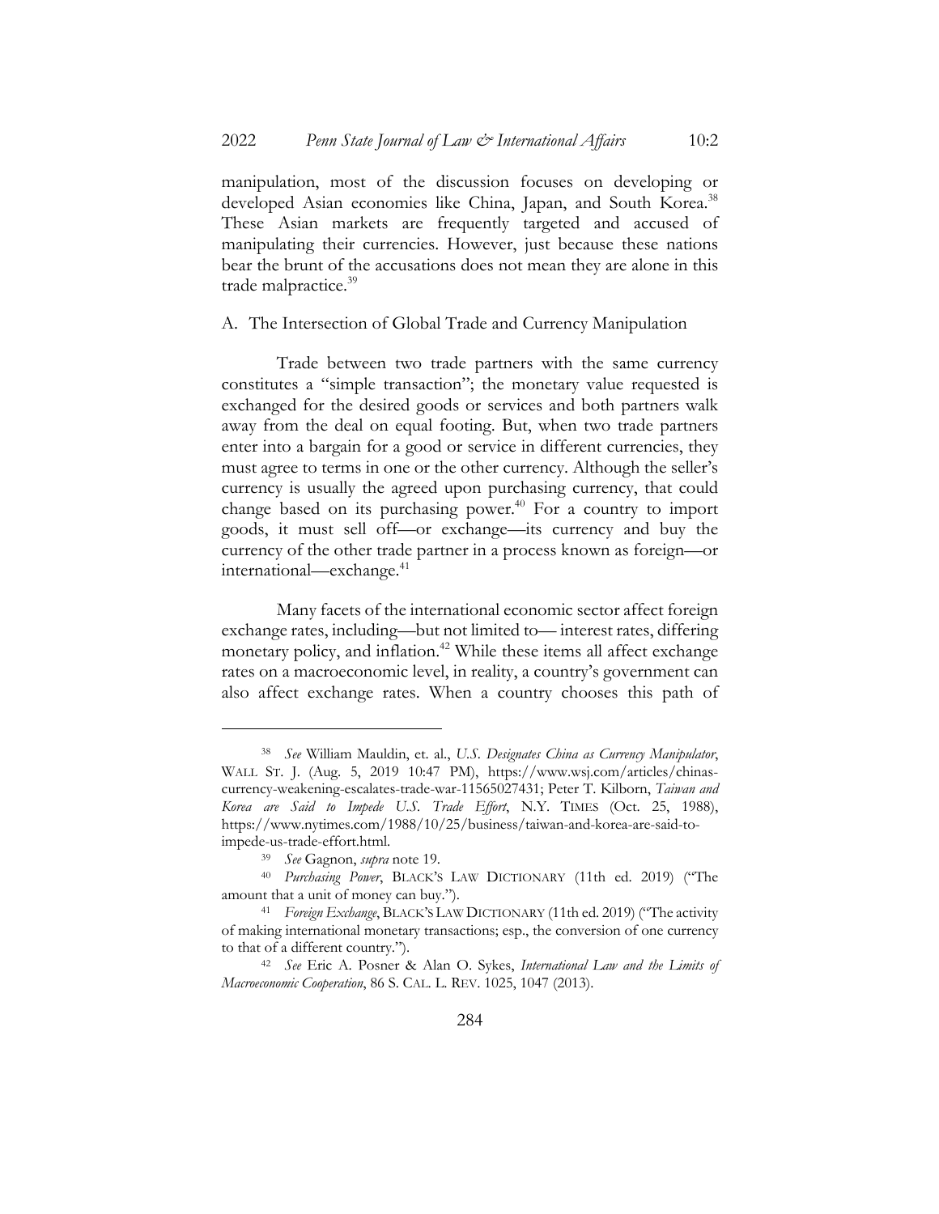manipulation, most of the discussion focuses on developing or developed Asian economies like China, Japan, and South Korea.[38] These Asian markets are frequently targeted and accused of manipulating their currencies. However, just because these nations bear the brunt of the accusations does not mean they are alone in this trade malpractice.[39]

### A. The Intersection of Global Trade and Currency Manipulation

Trade between two trade partners with the same currency constitutes a "simple transaction"; the monetary value requested is exchanged for the desired goods or services and both partners walk away from the deal on equal footing. But, when two trade partners enter into a bargain for a good or service in different currencies, they must agree to terms in one or the other currency. Although the seller's currency is usually the agreed upon purchasing currency, that could change based on its purchasing power.[40] For a country to import goods, it must sell off—or exchange—its currency and buy the currency of the other trade partner in a process known as foreign—or international—exchange.[41]

Many facets of the international economic sector affect foreign exchange rates, including—but not limited to— interest rates, differing monetary policy, and inflation.[42] While these items all affect exchange rates on a macroeconomic level, in reality, a country's government can also affect exchange rates. When a country chooses this path of

---

[38] *See* William Mauldin, et. al., *U.S. Designates China as Currency Manipulator*, WALL ST. J. (Aug. 5, 2019 10:47 PM), https://www.wsj.com/articles/chinas-currency-weakening-escalates-trade-war-11565027431; Peter T. Kilborn, *Taiwan and Korea are Said to Impede U.S. Trade Effort*, N.Y. TIMES (Oct. 25, 1988), https://www.nytimes.com/1988/10/25/business/taiwan-and-korea-are-said-to-impede-us-trade-effort.html.

[39] *See* Gagnon, *supra* note 19.

[40] *Purchasing Power*, BLACK'S LAW DICTIONARY (11th ed. 2019) ("The amount that a unit of money can buy.").

[41] *Foreign Exchange*, BLACK'S LAW DICTIONARY (11th ed. 2019) ("The activity of making international monetary transactions; esp., the conversion of one currency to that of a different country.").

[42] *See* Eric A. Posner & Alan O. Sykes, *International Law and the Limits of Macroeconomic Cooperation*, 86 S. CAL. L. REV. 1025, 1047 (2013).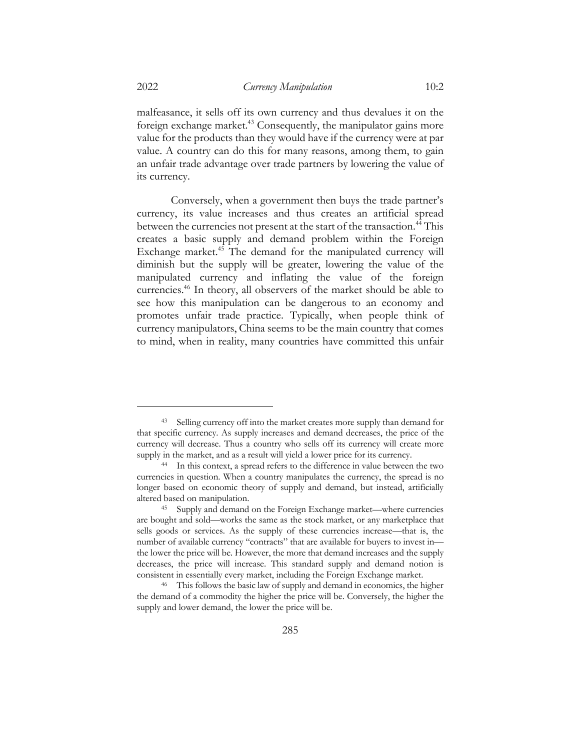malfeasance, it sells off its own currency and thus devalues it on the foreign exchange market.[43] Consequently, the manipulator gains more value for the products than they would have if the currency were at par value. A country can do this for many reasons, among them, to gain an unfair trade advantage over trade partners by lowering the value of its currency.

Conversely, when a government then buys the trade partner's currency, its value increases and thus creates an artificial spread between the currencies not present at the start of the transaction.[44] This creates a basic supply and demand problem within the Foreign Exchange market.[45] The demand for the manipulated currency will diminish but the supply will be greater, lowering the value of the manipulated currency and inflating the value of the foreign currencies.[46] In theory, all observers of the market should be able to see how this manipulation can be dangerous to an economy and promotes unfair trade practice. Typically, when people think of currency manipulators, China seems to be the main country that comes to mind, when in reality, many countries have committed this unfair

---

[43] Selling currency off into the market creates more supply than demand for that specific currency. As supply increases and demand decreases, the price of the currency will decrease. Thus a country who sells off its currency will create more supply in the market, and as a result will yield a lower price for its currency.

[44] In this context, a spread refers to the difference in value between the two currencies in question. When a country manipulates the currency, the spread is no longer based on economic theory of supply and demand, but instead, artificially altered based on manipulation.

[45] Supply and demand on the Foreign Exchange market—where currencies are bought and sold—works the same as the stock market, or any marketplace that sells goods or services. As the supply of these currencies increase—that is, the number of available currency "contracts" that are available for buyers to invest in—the lower the price will be. However, the more that demand increases and the supply decreases, the price will increase. This standard supply and demand notion is consistent in essentially every market, including the Foreign Exchange market.

[46] This follows the basic law of supply and demand in economics, the higher the demand of a commodity the higher the price will be. Conversely, the higher the supply and lower demand, the lower the price will be.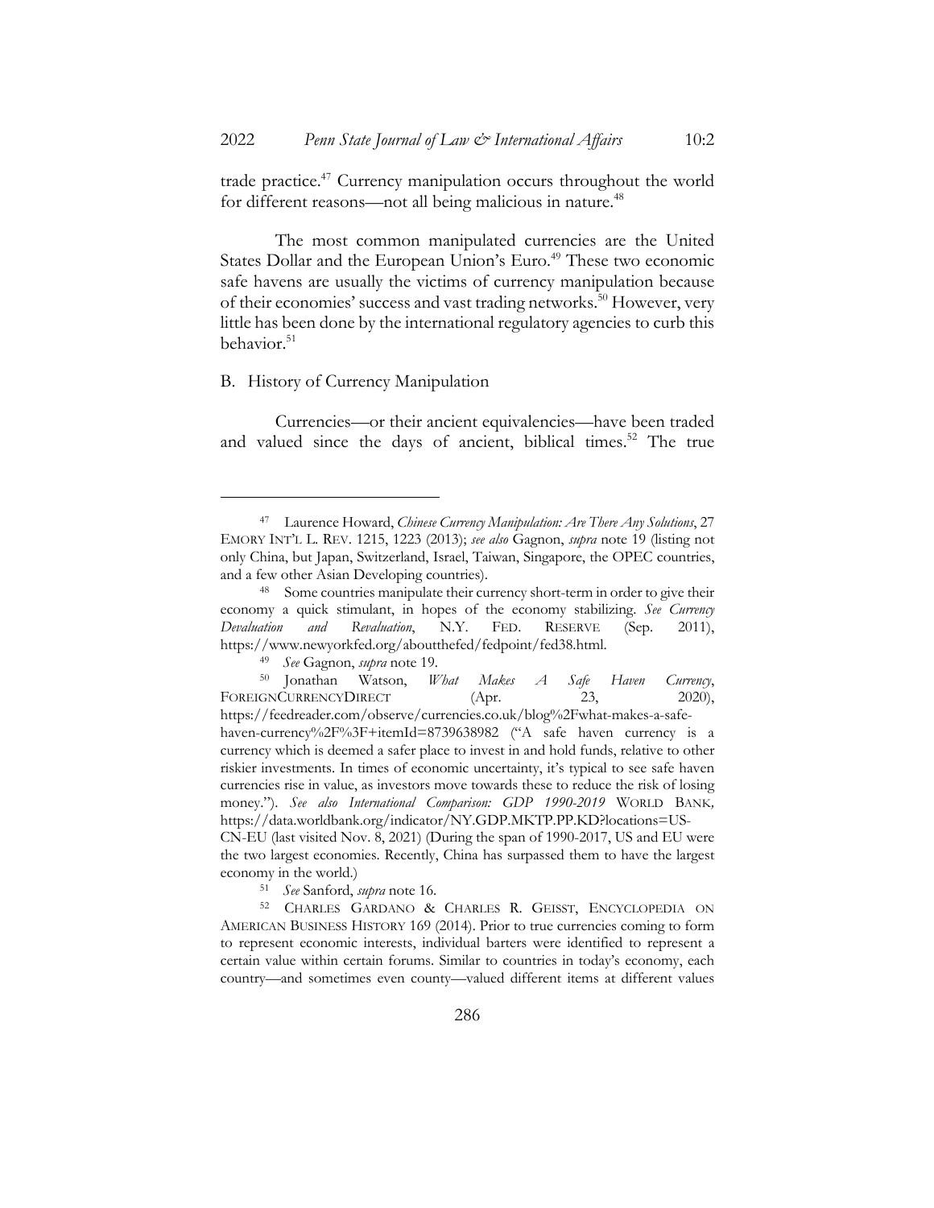trade practice.[47] Currency manipulation occurs throughout the world for different reasons—not all being malicious in nature.[48]

The most common manipulated currencies are the United States Dollar and the European Union's Euro.[49] These two economic safe havens are usually the victims of currency manipulation because of their economies' success and vast trading networks.[50] However, very little has been done by the international regulatory agencies to curb this behavior.[51]

## B. History of Currency Manipulation

Currencies—or their ancient equivalencies—have been traded and valued since the days of ancient, biblical times.[52] The true

---

[47] Laurence Howard, *Chinese Currency Manipulation: Are There Any Solutions*, 27 EMORY INT'L L. REV. 1215, 1223 (2013); *see also* Gagnon, *supra* note 19 (listing not only China, but Japan, Switzerland, Israel, Taiwan, Singapore, the OPEC countries, and a few other Asian Developing countries).

[48] Some countries manipulate their currency short-term in order to give their economy a quick stimulant, in hopes of the economy stabilizing. *See Currency Devaluation and Revaluation*, N.Y. FED. RESERVE (Sep. 2011), https://www.newyorkfed.org/aboutthefed/fedpoint/fed38.html.

[49] *See* Gagnon, *supra* note 19.

[50] Jonathan Watson, *What Makes A Safe Haven Currency*, FOREIGNCURRENCYDIRECT (Apr. 23, 2020), https://feedreader.com/observe/currencies.co.uk/blog%2Fwhat-makes-a-safe-haven-currency%2F%3F+itemId=8739638982 ("A safe haven currency is a currency which is deemed a safer place to invest in and hold funds, relative to other riskier investments. In times of economic uncertainty, it's typical to see safe haven currencies rise in value, as investors move towards these to reduce the risk of losing money."). *See also International Comparison: GDP 1990-2019* WORLD BANK, https://data.worldbank.org/indicator/NY.GDP.MKTP.PP.KD?locations=US-CN-EU (last visited Nov. 8, 2021) (During the span of 1990-2017, US and EU were the two largest economies. Recently, China has surpassed them to have the largest economy in the world.)

[51] *See* Sanford, *supra* note 16.

[52] CHARLES GARDANO & CHARLES R. GEISST, ENCYCLOPEDIA ON AMERICAN BUSINESS HISTORY 169 (2014). Prior to true currencies coming to form to represent economic interests, individual barters were identified to represent a certain value within certain forums. Similar to countries in today's economy, each country—and sometimes even county—valued different items at different values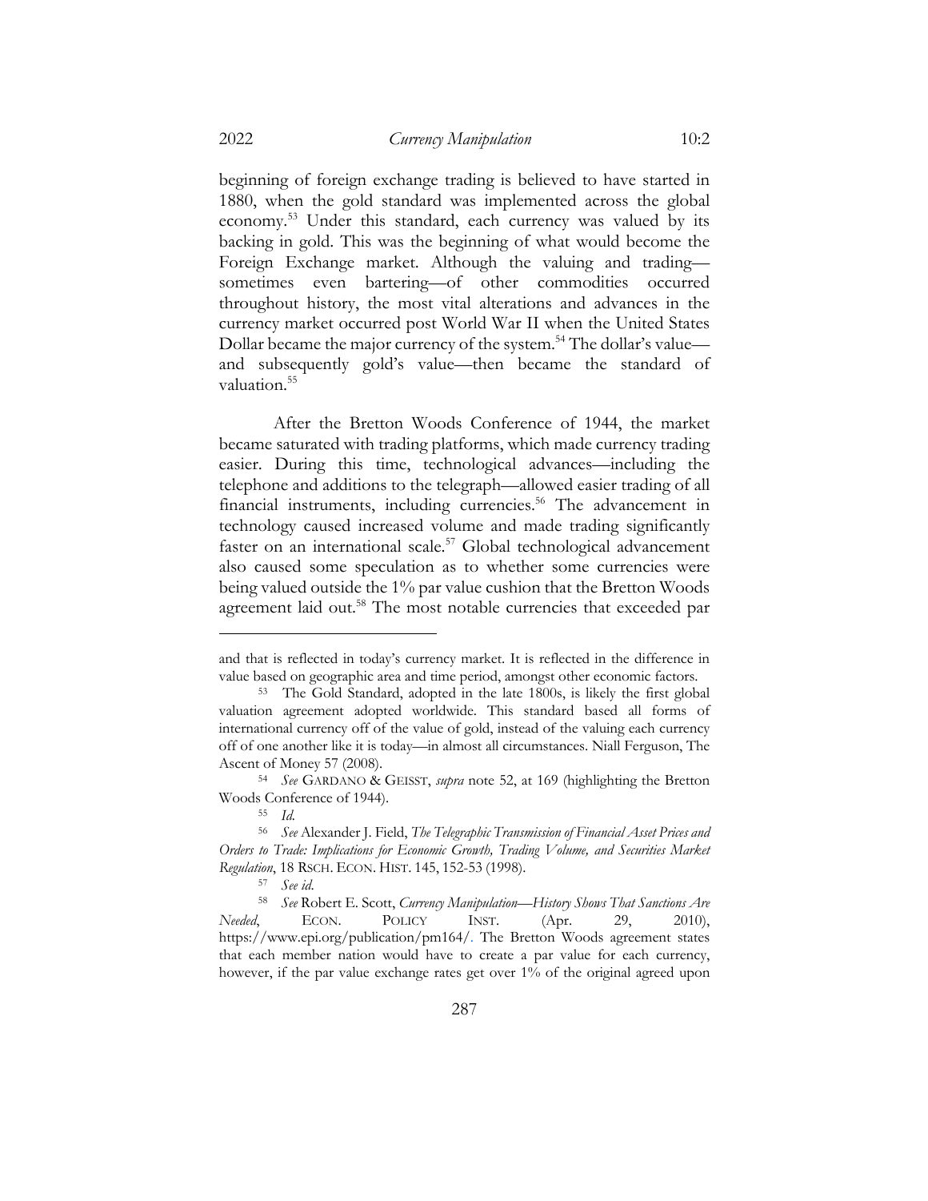beginning of foreign exchange trading is believed to have started in 1880, when the gold standard was implemented across the global economy.[53] Under this standard, each currency was valued by its backing in gold. This was the beginning of what would become the Foreign Exchange market. Although the valuing and trading—sometimes even bartering—of other commodities occurred throughout history, the most vital alterations and advances in the currency market occurred post World War II when the United States Dollar became the major currency of the system.[54] The dollar's value—and subsequently gold's value—then became the standard of valuation.[55]

After the Bretton Woods Conference of 1944, the market became saturated with trading platforms, which made currency trading easier. During this time, technological advances—including the telephone and additions to the telegraph—allowed easier trading of all financial instruments, including currencies.[56] The advancement in technology caused increased volume and made trading significantly faster on an international scale.[57] Global technological advancement also caused some speculation as to whether some currencies were being valued outside the 1% par value cushion that the Bretton Woods agreement laid out.[58] The most notable currencies that exceeded par

---

and that is reflected in today's currency market. It is reflected in the difference in value based on geographic area and time period, amongst other economic factors.

[53] The Gold Standard, adopted in the late 1800s, is likely the first global valuation agreement adopted worldwide. This standard based all forms of international currency off of the value of gold, instead of the valuing each currency off of one another like it is today—in almost all circumstances. Niall Ferguson, The Ascent of Money 57 (2008).

[54] *See* GARDANO & GEISST, *supra* note 52, at 169 (highlighting the Bretton Woods Conference of 1944).

[55] *Id.*

[56] *See* Alexander J. Field, *The Telegraphic Transmission of Financial Asset Prices and Orders to Trade: Implications for Economic Growth, Trading Volume, and Securities Market Regulation*, 18 RSCH. ECON. HIST. 145, 152-53 (1998).

[57] *See id.*

[58] *See* Robert E. Scott, *Currency Manipulation—History Shows That Sanctions Are Needed*, ECON. POLICY INST. (Apr. 29, 2010), https://www.epi.org/publication/pm164/. The Bretton Woods agreement states that each member nation would have to create a par value for each currency, however, if the par value exchange rates get over 1% of the original agreed upon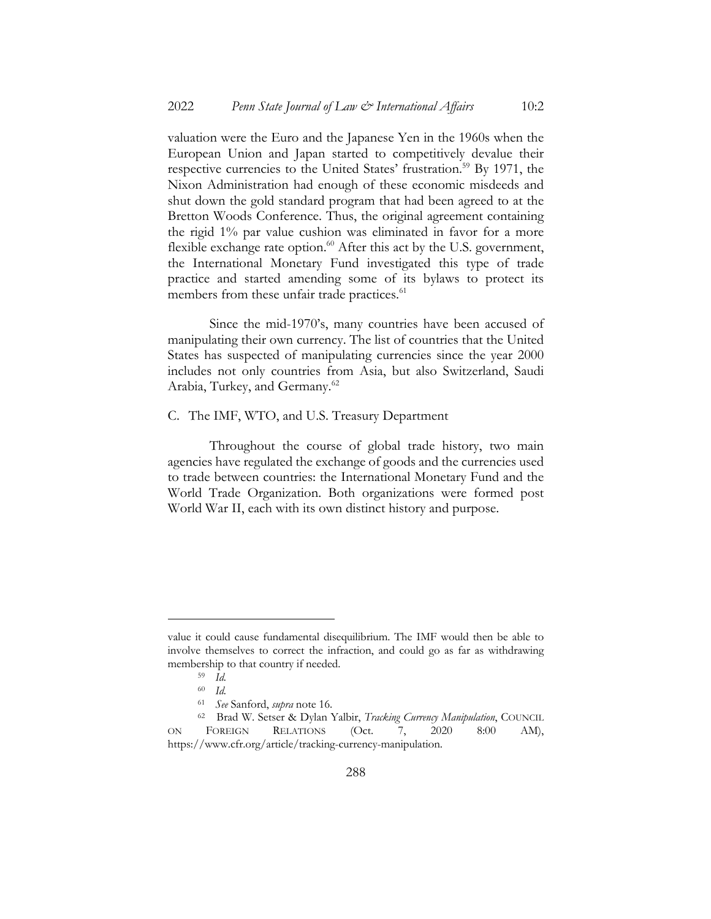valuation were the Euro and the Japanese Yen in the 1960s when the European Union and Japan started to competitively devalue their respective currencies to the United States' frustration.[59] By 1971, the Nixon Administration had enough of these economic misdeeds and shut down the gold standard program that had been agreed to at the Bretton Woods Conference. Thus, the original agreement containing the rigid 1% par value cushion was eliminated in favor for a more flexible exchange rate option.[60] After this act by the U.S. government, the International Monetary Fund investigated this type of trade practice and started amending some of its bylaws to protect its members from these unfair trade practices.[61]

Since the mid-1970's, many countries have been accused of manipulating their own currency. The list of countries that the United States has suspected of manipulating currencies since the year 2000 includes not only countries from Asia, but also Switzerland, Saudi Arabia, Turkey, and Germany.[62]

## C. The IMF, WTO, and U.S. Treasury Department

Throughout the course of global trade history, two main agencies have regulated the exchange of goods and the currencies used to trade between countries: the International Monetary Fund and the World Trade Organization. Both organizations were formed post World War II, each with its own distinct history and purpose.

---

value it could cause fundamental disequilibrium. The IMF would then be able to involve themselves to correct the infraction, and could go as far as withdrawing membership to that country if needed.

[59] *Id.*

[60] *Id.*

[61] *See* Sanford, *supra* note 16.

[62] Brad W. Setser & Dylan Yalbir, *Tracking Currency Manipulation*, COUNCIL ON FOREIGN RELATIONS (Oct. 7, 2020 8:00 AM), https://www.cfr.org/article/tracking-currency-manipulation.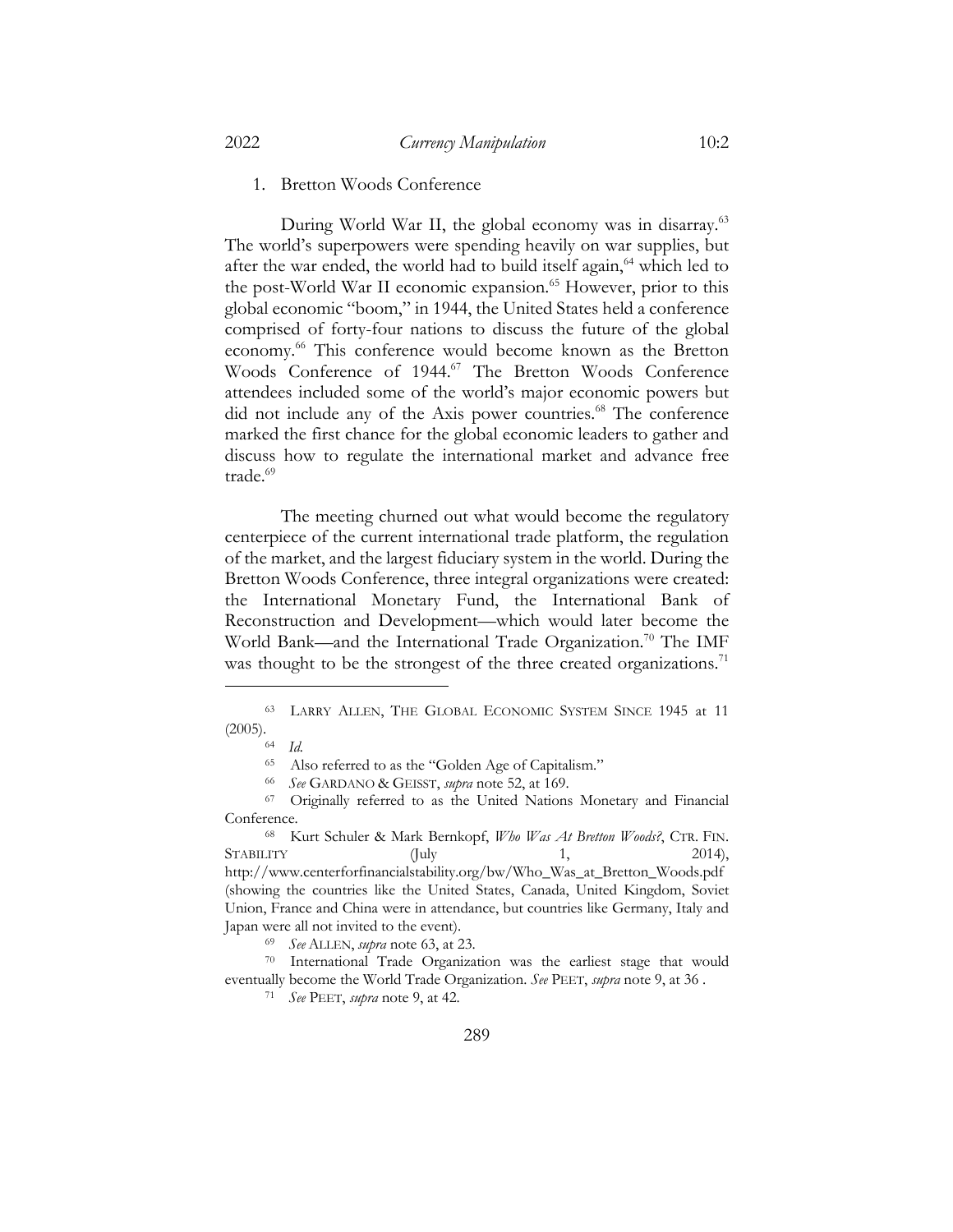1. Bretton Woods Conference

During World War II, the global economy was in disarray.[63] The world's superpowers were spending heavily on war supplies, but after the war ended, the world had to build itself again,[64] which led to the post-World War II economic expansion.[65] However, prior to this global economic "boom," in 1944, the United States held a conference comprised of forty-four nations to discuss the future of the global economy.[66] This conference would become known as the Bretton Woods Conference of 1944.[67] The Bretton Woods Conference attendees included some of the world's major economic powers but did not include any of the Axis power countries.[68] The conference marked the first chance for the global economic leaders to gather and discuss how to regulate the international market and advance free trade.[69]

The meeting churned out what would become the regulatory centerpiece of the current international trade platform, the regulation of the market, and the largest fiduciary system in the world. During the Bretton Woods Conference, three integral organizations were created: the International Monetary Fund, the International Bank of Reconstruction and Development—which would later become the World Bank—and the International Trade Organization.[70] The IMF was thought to be the strongest of the three created organizations.[71]

---

[63] LARRY ALLEN, THE GLOBAL ECONOMIC SYSTEM SINCE 1945 at 11 (2005).

[64] *Id.*

[65] Also referred to as the "Golden Age of Capitalism."

[66] *See* GARDANO & GEISST, *supra* note 52, at 169.

[67] Originally referred to as the United Nations Monetary and Financial Conference.

[68] Kurt Schuler & Mark Bernkopf, *Who Was At Bretton Woods?*, CTR. FIN. STABILITY (July 1, 2014), http://www.centerforfinancialstability.org/bw/Who_Was_at_Bretton_Woods.pdf (showing the countries like the United States, Canada, United Kingdom, Soviet Union, France and China were in attendance, but countries like Germany, Italy and Japan were all not invited to the event).

[69] *See* ALLEN, *supra* note 63, at 23.

[70] International Trade Organization was the earliest stage that would eventually become the World Trade Organization. *See* PEET, *supra* note 9, at 36 .

[71] *See* PEET, *supra* note 9, at 42.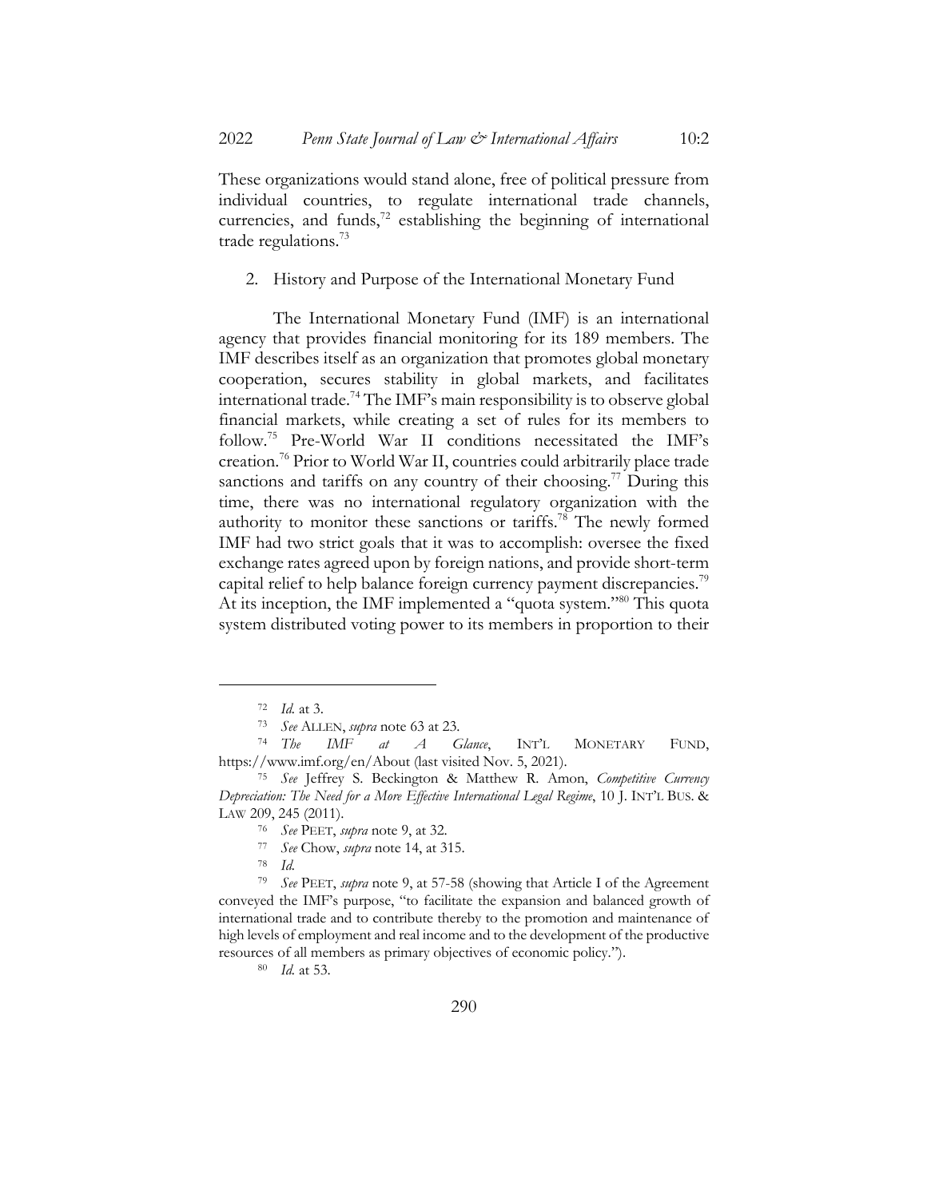These organizations would stand alone, free of political pressure from individual countries, to regulate international trade channels, currencies, and funds,[72] establishing the beginning of international trade regulations.[73]

2. History and Purpose of the International Monetary Fund

The International Monetary Fund (IMF) is an international agency that provides financial monitoring for its 189 members. The IMF describes itself as an organization that promotes global monetary cooperation, secures stability in global markets, and facilitates international trade.[74] The IMF's main responsibility is to observe global financial markets, while creating a set of rules for its members to follow.[75] Pre-World War II conditions necessitated the IMF's creation.[76] Prior to World War II, countries could arbitrarily place trade sanctions and tariffs on any country of their choosing.[77] During this time, there was no international regulatory organization with the authority to monitor these sanctions or tariffs.[78] The newly formed IMF had two strict goals that it was to accomplish: oversee the fixed exchange rates agreed upon by foreign nations, and provide short-term capital relief to help balance foreign currency payment discrepancies.[79] At its inception, the IMF implemented a "quota system."[80] This quota system distributed voting power to its members in proportion to their

---

[72] *Id.* at 3.

[73] *See* ALLEN, *supra* note 63 at 23.

[74] *The IMF at A Glance*, INT'L MONETARY FUND, https://www.imf.org/en/About (last visited Nov. 5, 2021).

[75] *See* Jeffrey S. Beckington & Matthew R. Amon, *Competitive Currency Depreciation: The Need for a More Effective International Legal Regime*, 10 J. INT'L BUS. & LAW 209, 245 (2011).

[76] *See* PEET, *supra* note 9, at 32.

[77] *See* Chow, *supra* note 14, at 315.

[78] *Id.*

[79] *See* PEET, *supra* note 9, at 57-58 (showing that Article I of the Agreement conveyed the IMF's purpose, "to facilitate the expansion and balanced growth of international trade and to contribute thereby to the promotion and maintenance of high levels of employment and real income and to the development of the productive resources of all members as primary objectives of economic policy.").

[80] *Id.* at 53.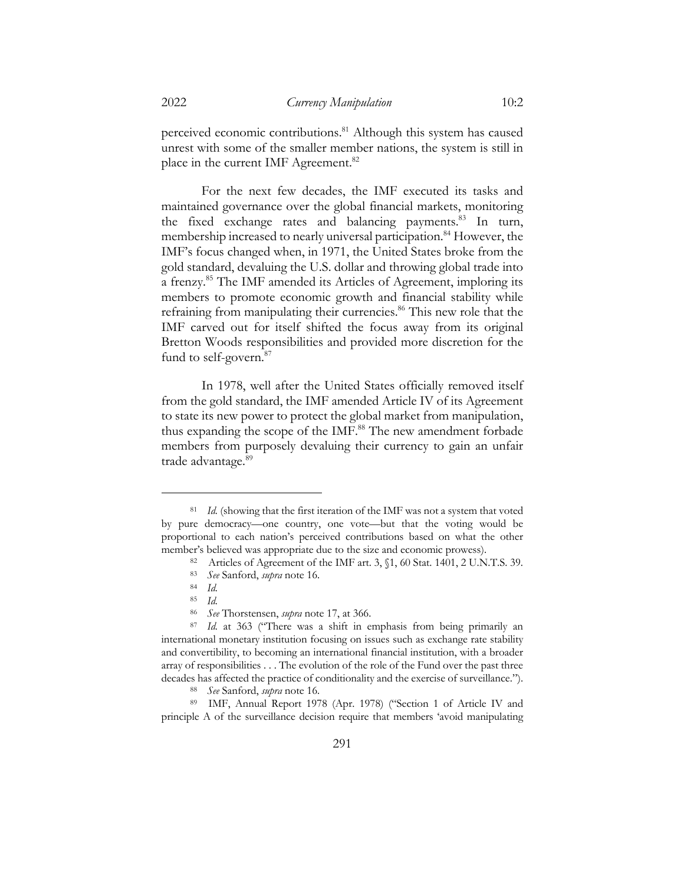perceived economic contributions.[81] Although this system has caused unrest with some of the smaller member nations, the system is still in place in the current IMF Agreement.[82]

For the next few decades, the IMF executed its tasks and maintained governance over the global financial markets, monitoring the fixed exchange rates and balancing payments.[83] In turn, membership increased to nearly universal participation.[84] However, the IMF's focus changed when, in 1971, the United States broke from the gold standard, devaluing the U.S. dollar and throwing global trade into a frenzy.[85] The IMF amended its Articles of Agreement, imploring its members to promote economic growth and financial stability while refraining from manipulating their currencies.[86] This new role that the IMF carved out for itself shifted the focus away from its original Bretton Woods responsibilities and provided more discretion for the fund to self-govern.[87]

In 1978, well after the United States officially removed itself from the gold standard, the IMF amended Article IV of its Agreement to state its new power to protect the global market from manipulation, thus expanding the scope of the IMF.[88] The new amendment forbade members from purposely devaluing their currency to gain an unfair trade advantage.[89]

---

[81] *Id.* (showing that the first iteration of the IMF was not a system that voted by pure democracy—one country, one vote—but that the voting would be proportional to each nation's perceived contributions based on what the other member's believed was appropriate due to the size and economic prowess).

[82] Articles of Agreement of the IMF art. 3, §1, 60 Stat. 1401, 2 U.N.T.S. 39.

[83] *See* Sanford, *supra* note 16.

[84] *Id.*

[85] *Id.*

[86] *See* Thorstensen, *supra* note 17, at 366.

[87] *Id.* at 363 ("There was a shift in emphasis from being primarily an international monetary institution focusing on issues such as exchange rate stability and convertibility, to becoming an international financial institution, with a broader array of responsibilities . . . The evolution of the role of the Fund over the past three decades has affected the practice of conditionality and the exercise of surveillance.").

[88] *See* Sanford, *supra* note 16.

[89] IMF, Annual Report 1978 (Apr. 1978) ("Section 1 of Article IV and principle A of the surveillance decision require that members 'avoid manipulating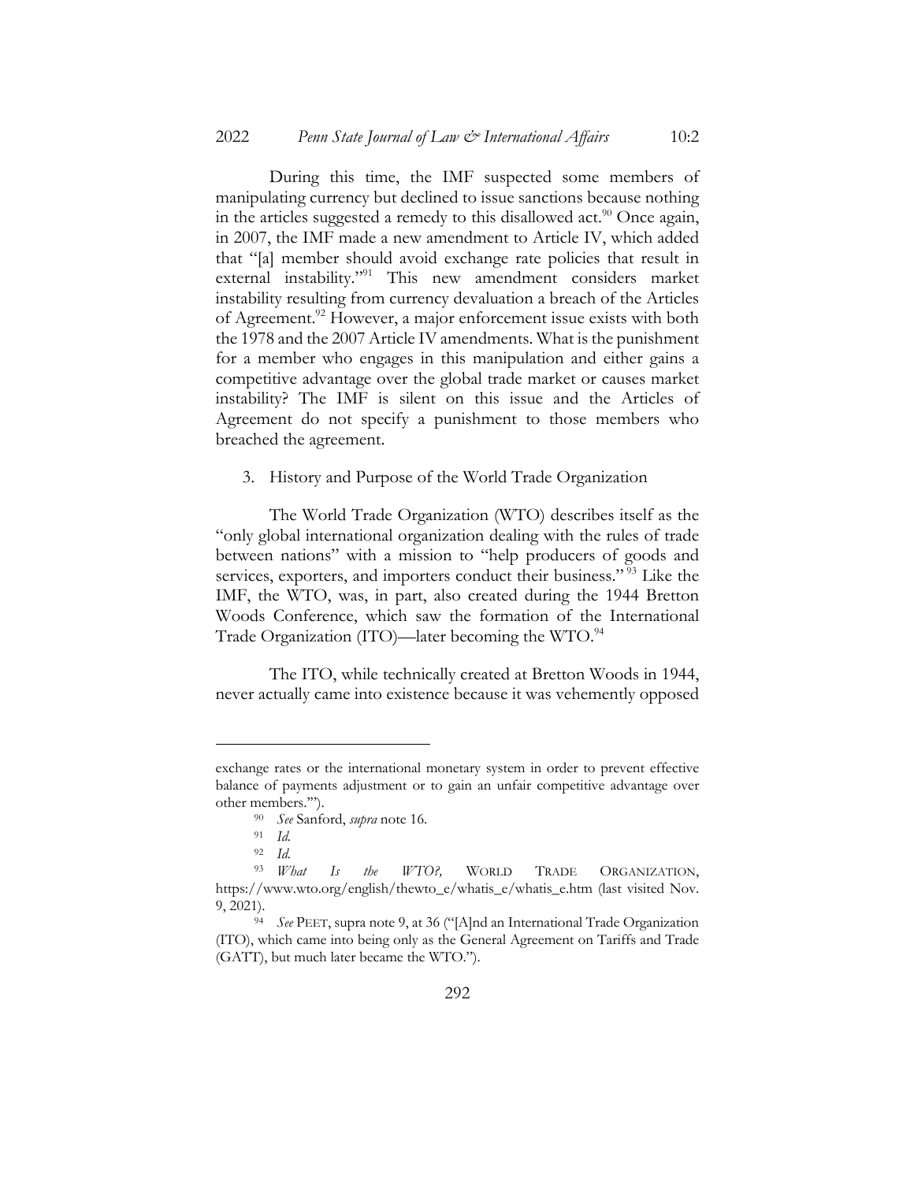During this time, the IMF suspected some members of manipulating currency but declined to issue sanctions because nothing in the articles suggested a remedy to this disallowed act.[90] Once again, in 2007, the IMF made a new amendment to Article IV, which added that "[a] member should avoid exchange rate policies that result in external instability."[91] This new amendment considers market instability resulting from currency devaluation a breach of the Articles of Agreement.[92] However, a major enforcement issue exists with both the 1978 and the 2007 Article IV amendments. What is the punishment for a member who engages in this manipulation and either gains a competitive advantage over the global trade market or causes market instability? The IMF is silent on this issue and the Articles of Agreement do not specify a punishment to those members who breached the agreement.

3. History and Purpose of the World Trade Organization

The World Trade Organization (WTO) describes itself as the "only global international organization dealing with the rules of trade between nations" with a mission to "help producers of goods and services, exporters, and importers conduct their business."[93] Like the IMF, the WTO, was, in part, also created during the 1944 Bretton Woods Conference, which saw the formation of the International Trade Organization (ITO)—later becoming the WTO.[94]

The ITO, while technically created at Bretton Woods in 1944, never actually came into existence because it was vehemently opposed

---

exchange rates or the international monetary system in order to prevent effective balance of payments adjustment or to gain an unfair competitive advantage over other members.'").

[90] *See* Sanford, *supra* note 16.

[91] *Id.*

[92] *Id.*

[93] *What Is the WTO?,* WORLD TRADE ORGANIZATION, https://www.wto.org/english/thewto_e/whatis_e/whatis_e.htm (last visited Nov. 9, 2021).

[94] *See* PEET, supra note 9, at 36 ("[A]nd an International Trade Organization (ITO), which came into being only as the General Agreement on Tariffs and Trade (GATT), but much later became the WTO.").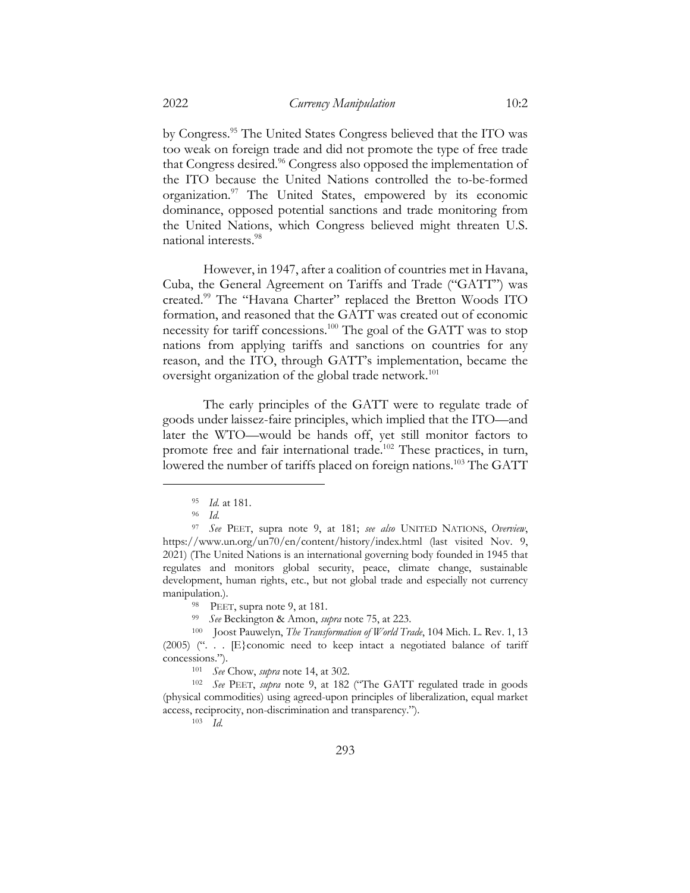by Congress.[95] The United States Congress believed that the ITO was too weak on foreign trade and did not promote the type of free trade that Congress desired.[96] Congress also opposed the implementation of the ITO because the United Nations controlled the to-be-formed organization.[97] The United States, empowered by its economic dominance, opposed potential sanctions and trade monitoring from the United Nations, which Congress believed might threaten U.S. national interests.[98]

However, in 1947, after a coalition of countries met in Havana, Cuba, the General Agreement on Tariffs and Trade ("GATT") was created.[99] The "Havana Charter" replaced the Bretton Woods ITO formation, and reasoned that the GATT was created out of economic necessity for tariff concessions.[100] The goal of the GATT was to stop nations from applying tariffs and sanctions on countries for any reason, and the ITO, through GATT's implementation, became the oversight organization of the global trade network.[101]

The early principles of the GATT were to regulate trade of goods under laissez-faire principles, which implied that the ITO—and later the WTO—would be hands off, yet still monitor factors to promote free and fair international trade.[102] These practices, in turn, lowered the number of tariffs placed on foreign nations.[103] The GATT

---

[95] *Id.* at 181.

[96] *Id.*

[97] *See* PEET, supra note 9, at 181; *see also* UNITED NATIONS, *Overview*, https://www.un.org/un70/en/content/history/index.html (last visited Nov. 9, 2021) (The United Nations is an international governing body founded in 1945 that regulates and monitors global security, peace, climate change, sustainable development, human rights, etc., but not global trade and especially not currency manipulation.).

[98] PEET, supra note 9, at 181.

[99] *See* Beckington & Amon, *supra* note 75, at 223.

[100] Joost Pauwelyn, *The Transformation of World Trade*, 104 Mich. L. Rev. 1, 13 (2005) (". . . [E}conomic need to keep intact a negotiated balance of tariff concessions.").

[101] *See* Chow, *supra* note 14, at 302.

[102] *See* PEET, *supra* note 9, at 182 ("The GATT regulated trade in goods (physical commodities) using agreed-upon principles of liberalization, equal market access, reciprocity, non-discrimination and transparency.").

[103] *Id.*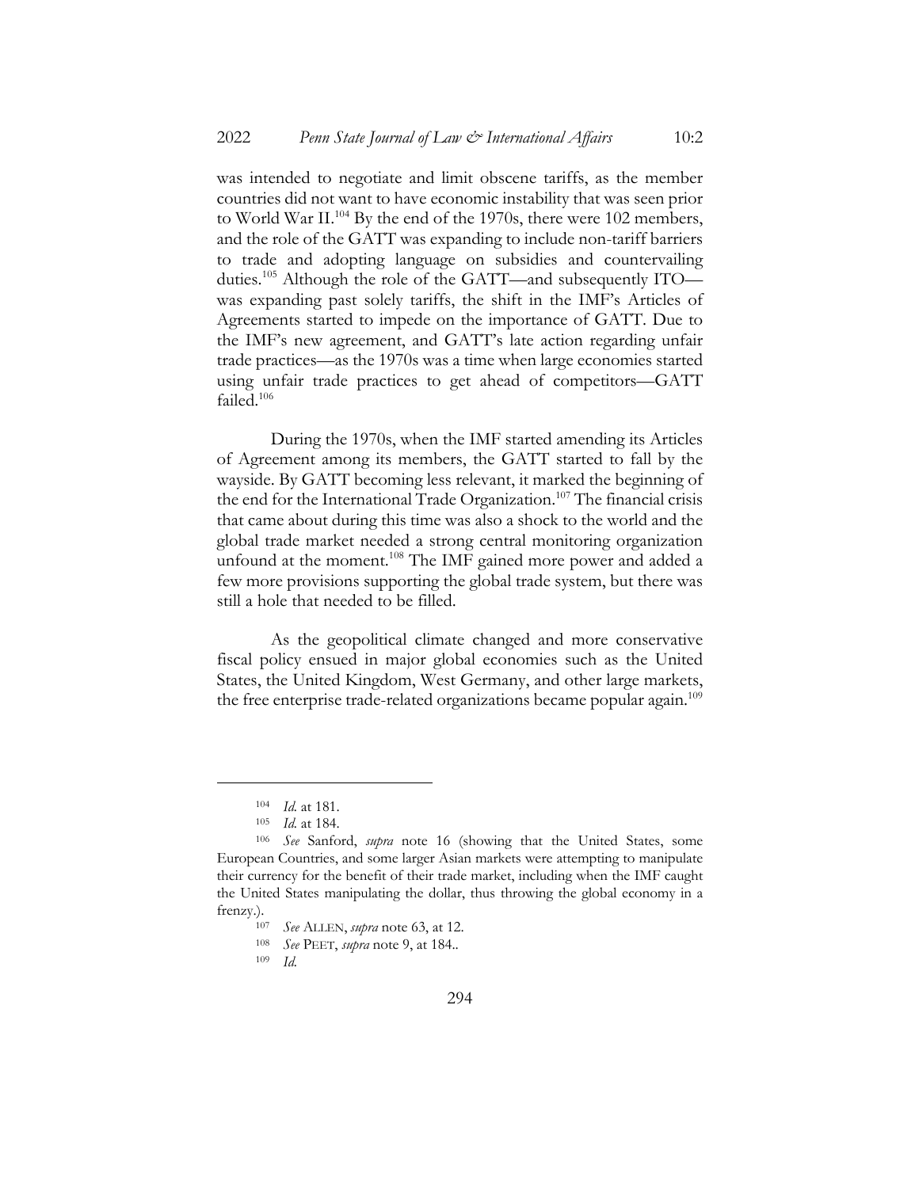was intended to negotiate and limit obscene tariffs, as the member countries did not want to have economic instability that was seen prior to World War II.[104] By the end of the 1970s, there were 102 members, and the role of the GATT was expanding to include non-tariff barriers to trade and adopting language on subsidies and countervailing duties.[105] Although the role of the GATT—and subsequently ITO—was expanding past solely tariffs, the shift in the IMF's Articles of Agreements started to impede on the importance of GATT. Due to the IMF's new agreement, and GATT's late action regarding unfair trade practices—as the 1970s was a time when large economies started using unfair trade practices to get ahead of competitors—GATT failed.[106]

During the 1970s, when the IMF started amending its Articles of Agreement among its members, the GATT started to fall by the wayside. By GATT becoming less relevant, it marked the beginning of the end for the International Trade Organization.[107] The financial crisis that came about during this time was also a shock to the world and the global trade market needed a strong central monitoring organization unfound at the moment.[108] The IMF gained more power and added a few more provisions supporting the global trade system, but there was still a hole that needed to be filled.

As the geopolitical climate changed and more conservative fiscal policy ensued in major global economies such as the United States, the United Kingdom, West Germany, and other large markets, the free enterprise trade-related organizations became popular again.[109]

---

[104] *Id.* at 181.

[105] *Id.* at 184.

[106] *See* Sanford, *supra* note 16 (showing that the United States, some European Countries, and some larger Asian markets were attempting to manipulate their currency for the benefit of their trade market, including when the IMF caught the United States manipulating the dollar, thus throwing the global economy in a frenzy.).

[107] *See* ALLEN, *supra* note 63, at 12.

[108] *See* PEET, *supra* note 9, at 184..

[109] *Id.*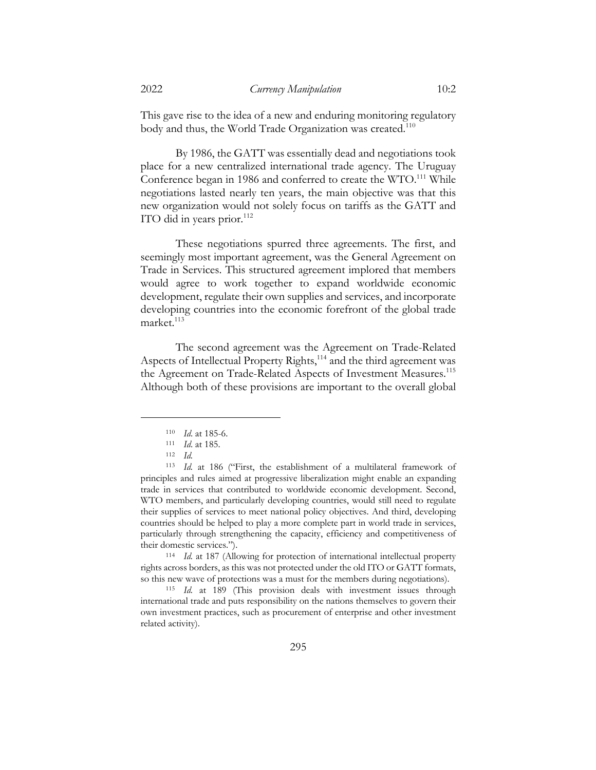This gave rise to the idea of a new and enduring monitoring regulatory body and thus, the World Trade Organization was created.[110]

By 1986, the GATT was essentially dead and negotiations took place for a new centralized international trade agency. The Uruguay Conference began in 1986 and conferred to create the WTO.[111] While negotiations lasted nearly ten years, the main objective was that this new organization would not solely focus on tariffs as the GATT and ITO did in years prior.[112]

These negotiations spurred three agreements. The first, and seemingly most important agreement, was the General Agreement on Trade in Services. This structured agreement implored that members would agree to work together to expand worldwide economic development, regulate their own supplies and services, and incorporate developing countries into the economic forefront of the global trade market.[113]

The second agreement was the Agreement on Trade-Related Aspects of Intellectual Property Rights,[114] and the third agreement was the Agreement on Trade-Related Aspects of Investment Measures.[115] Although both of these provisions are important to the overall global

---

[110] *Id.* at 185-6.

[111] *Id.* at 185.

[112] *Id.*

[113] *Id.* at 186 ("First, the establishment of a multilateral framework of principles and rules aimed at progressive liberalization might enable an expanding trade in services that contributed to worldwide economic development. Second, WTO members, and particularly developing countries, would still need to regulate their supplies of services to meet national policy objectives. And third, developing countries should be helped to play a more complete part in world trade in services, particularly through strengthening the capacity, efficiency and competitiveness of their domestic services.").

[114] *Id.* at 187 (Allowing for protection of international intellectual property rights across borders, as this was not protected under the old ITO or GATT formats, so this new wave of protections was a must for the members during negotiations).

[115] *Id.* at 189 (This provision deals with investment issues through international trade and puts responsibility on the nations themselves to govern their own investment practices, such as procurement of enterprise and other investment related activity).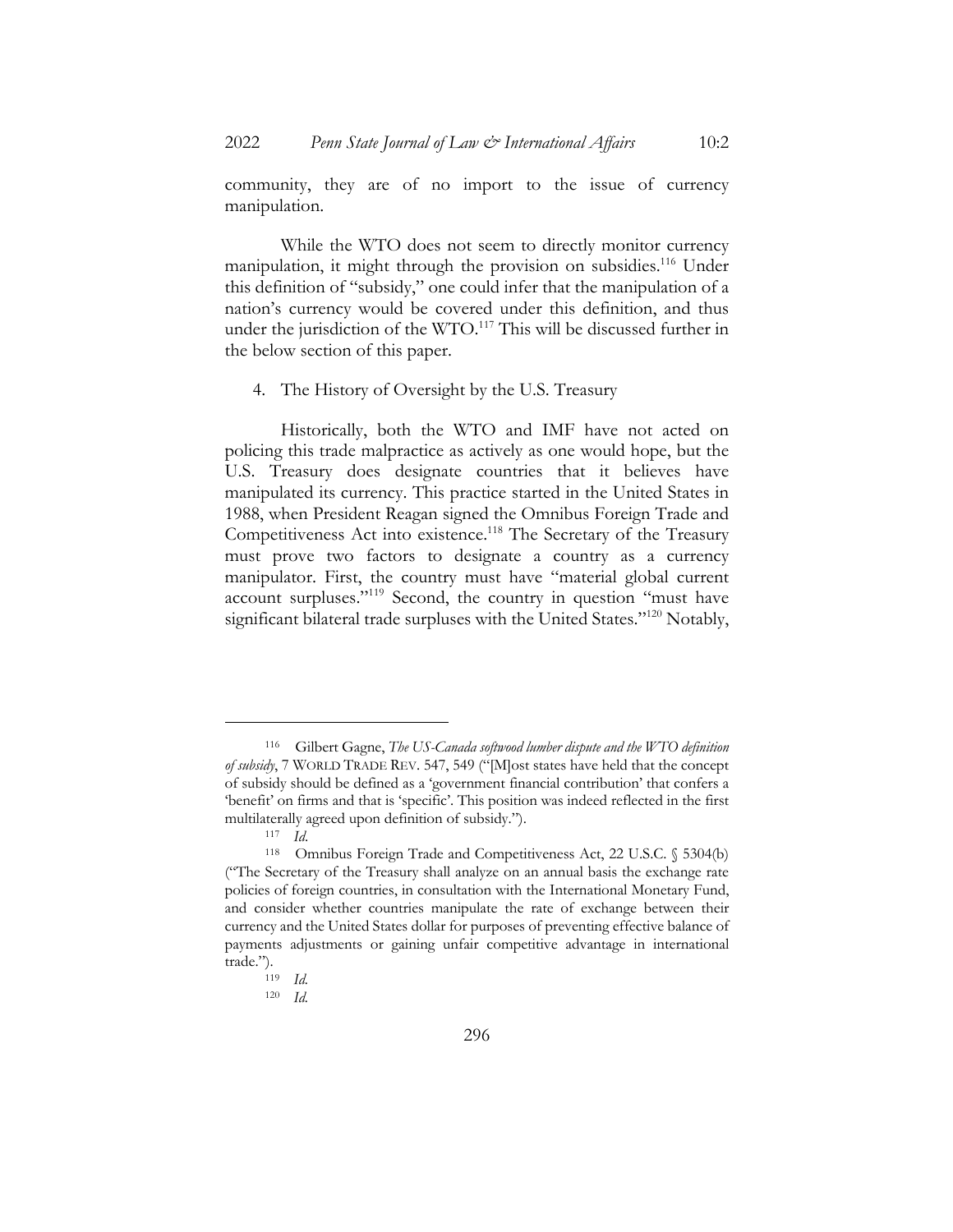community, they are of no import to the issue of currency manipulation.

While the WTO does not seem to directly monitor currency manipulation, it might through the provision on subsidies.[116] Under this definition of "subsidy," one could infer that the manipulation of a nation's currency would be covered under this definition, and thus under the jurisdiction of the WTO.[117] This will be discussed further in the below section of this paper.

4. The History of Oversight by the U.S. Treasury

Historically, both the WTO and IMF have not acted on policing this trade malpractice as actively as one would hope, but the U.S. Treasury does designate countries that it believes have manipulated its currency. This practice started in the United States in 1988, when President Reagan signed the Omnibus Foreign Trade and Competitiveness Act into existence.[118] The Secretary of the Treasury must prove two factors to designate a country as a currency manipulator. First, the country must have "material global current account surpluses."[119] Second, the country in question "must have significant bilateral trade surpluses with the United States."[120] Notably,

---

[116] Gilbert Gagne, *The US-Canada softwood lumber dispute and the WTO definition of subsidy*, 7 WORLD TRADE REV. 547, 549 ("[M]ost states have held that the concept of subsidy should be defined as a 'government financial contribution' that confers a 'benefit' on firms and that is 'specific'. This position was indeed reflected in the first multilaterally agreed upon definition of subsidy.").

[117] *Id.*

[118] Omnibus Foreign Trade and Competitiveness Act, 22 U.S.C. § 5304(b) ("The Secretary of the Treasury shall analyze on an annual basis the exchange rate policies of foreign countries, in consultation with the International Monetary Fund, and consider whether countries manipulate the rate of exchange between their currency and the United States dollar for purposes of preventing effective balance of payments adjustments or gaining unfair competitive advantage in international trade.").

[119] *Id.*

[120] *Id.*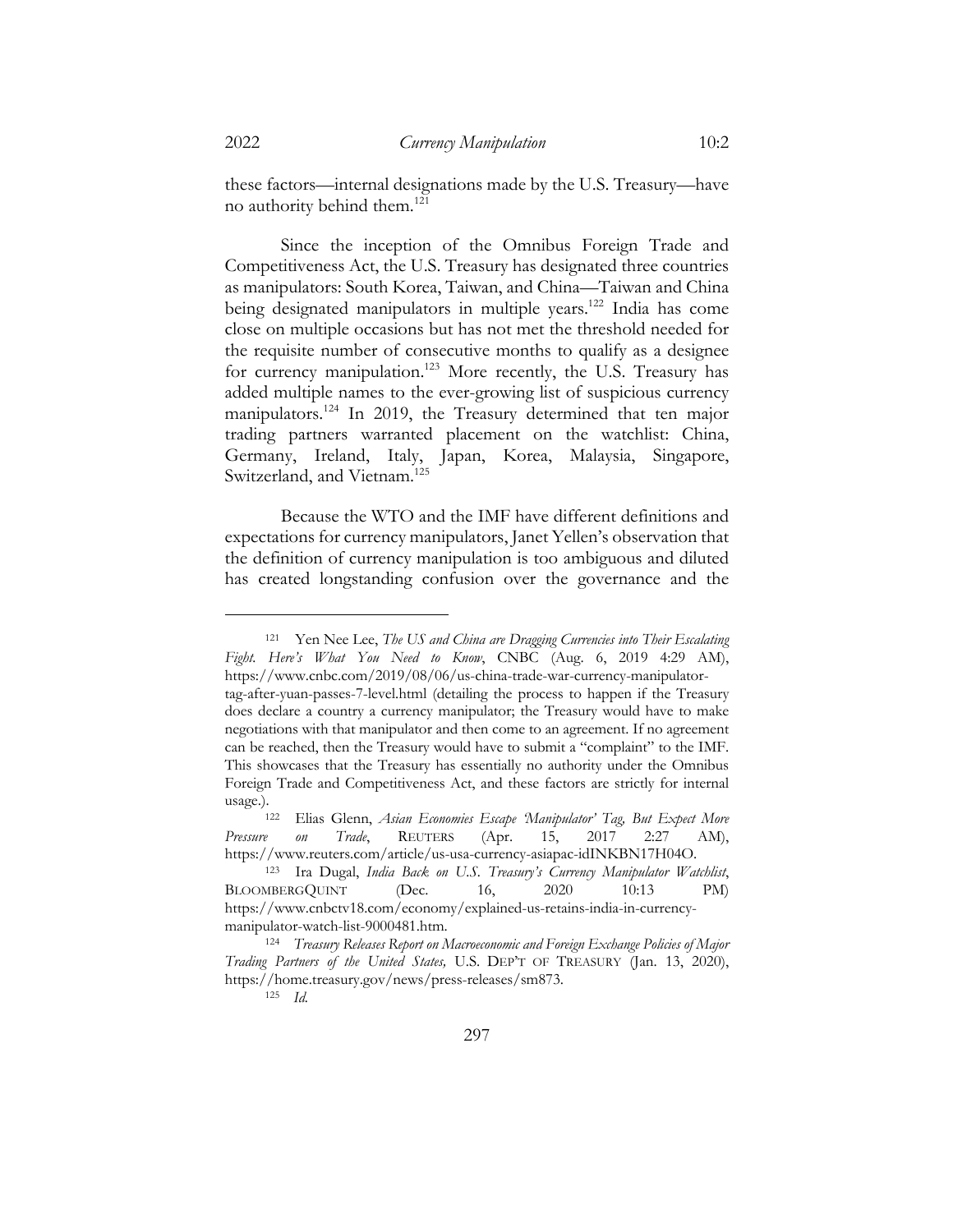these factors—internal designations made by the U.S. Treasury—have no authority behind them.[121]

Since the inception of the Omnibus Foreign Trade and Competitiveness Act, the U.S. Treasury has designated three countries as manipulators: South Korea, Taiwan, and China—Taiwan and China being designated manipulators in multiple years.[122] India has come close on multiple occasions but has not met the threshold needed for the requisite number of consecutive months to qualify as a designee for currency manipulation.[123] More recently, the U.S. Treasury has added multiple names to the ever-growing list of suspicious currency manipulators.[124] In 2019, the Treasury determined that ten major trading partners warranted placement on the watchlist: China, Germany, Ireland, Italy, Japan, Korea, Malaysia, Singapore, Switzerland, and Vietnam.[125]

Because the WTO and the IMF have different definitions and expectations for currency manipulators, Janet Yellen's observation that the definition of currency manipulation is too ambiguous and diluted has created longstanding confusion over the governance and the

---

[121] Yen Nee Lee, *The US and China are Dragging Currencies into Their Escalating Fight. Here's What You Need to Know*, CNBC (Aug. 6, 2019 4:29 AM), https://www.cnbc.com/2019/08/06/us-china-trade-war-currency-manipulator-tag-after-yuan-passes-7-level.html (detailing the process to happen if the Treasury does declare a country a currency manipulator; the Treasury would have to make negotiations with that manipulator and then come to an agreement. If no agreement can be reached, then the Treasury would have to submit a "complaint" to the IMF. This showcases that the Treasury has essentially no authority under the Omnibus Foreign Trade and Competitiveness Act, and these factors are strictly for internal usage.).

[122] Elias Glenn, *Asian Economies Escape 'Manipulator' Tag, But Expect More Pressure on Trade*, REUTERS (Apr. 15, 2017 2:27 AM), https://www.reuters.com/article/us-usa-currency-asiapac-idINKBN17H04O.

[123] Ira Dugal, *India Back on U.S. Treasury's Currency Manipulator Watchlist*, BLOOMBERGQUINT (Dec. 16, 2020 10:13 PM) https://www.cnbctv18.com/economy/explained-us-retains-india-in-currency-manipulator-watch-list-9000481.htm.

[124] *Treasury Releases Report on Macroeconomic and Foreign Exchange Policies of Major Trading Partners of the United States,* U.S. DEP'T OF TREASURY (Jan. 13, 2020), https://home.treasury.gov/news/press-releases/sm873.

[125] *Id.*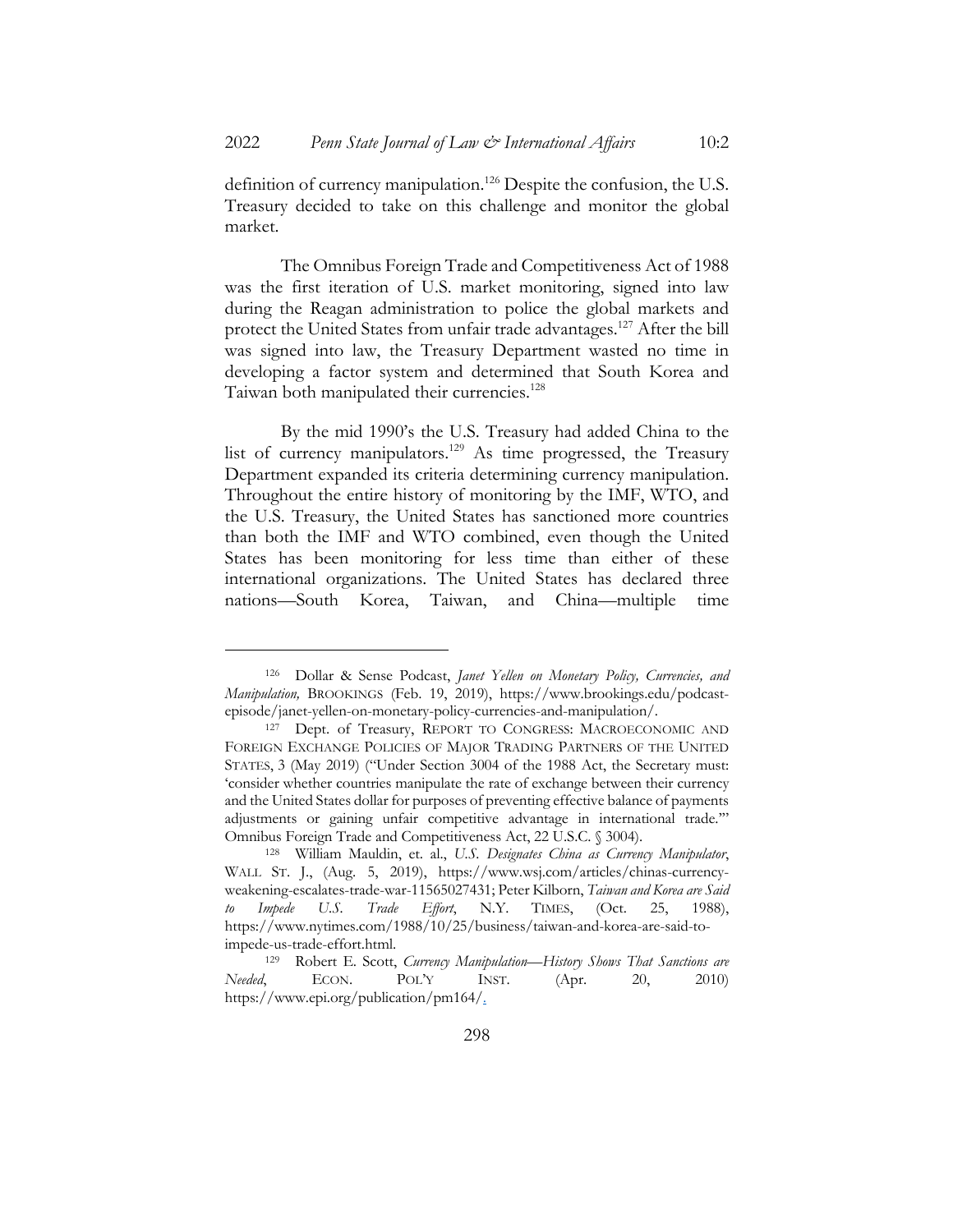definition of currency manipulation.[126] Despite the confusion, the U.S. Treasury decided to take on this challenge and monitor the global market.

The Omnibus Foreign Trade and Competitiveness Act of 1988 was the first iteration of U.S. market monitoring, signed into law during the Reagan administration to police the global markets and protect the United States from unfair trade advantages.[127] After the bill was signed into law, the Treasury Department wasted no time in developing a factor system and determined that South Korea and Taiwan both manipulated their currencies.[128]

By the mid 1990's the U.S. Treasury had added China to the list of currency manipulators.[129] As time progressed, the Treasury Department expanded its criteria determining currency manipulation. Throughout the entire history of monitoring by the IMF, WTO, and the U.S. Treasury, the United States has sanctioned more countries than both the IMF and WTO combined, even though the United States has been monitoring for less time than either of these international organizations. The United States has declared three nations—South Korea, Taiwan, and China—multiple time

---

[126] Dollar & Sense Podcast, *Janet Yellen on Monetary Policy, Currencies, and Manipulation,* BROOKINGS (Feb. 19, 2019), https://www.brookings.edu/podcast-episode/janet-yellen-on-monetary-policy-currencies-and-manipulation/.

[127] Dept. of Treasury, REPORT TO CONGRESS: MACROECONOMIC AND FOREIGN EXCHANGE POLICIES OF MAJOR TRADING PARTNERS OF THE UNITED STATES, 3 (May 2019) ("Under Section 3004 of the 1988 Act, the Secretary must: 'consider whether countries manipulate the rate of exchange between their currency and the United States dollar for purposes of preventing effective balance of payments adjustments or gaining unfair competitive advantage in international trade.'" Omnibus Foreign Trade and Competitiveness Act, 22 U.S.C. § 3004).

[128] William Mauldin, et. al., *U.S. Designates China as Currency Manipulator*, WALL ST. J., (Aug. 5, 2019), https://www.wsj.com/articles/chinas-currency-weakening-escalates-trade-war-11565027431; Peter Kilborn, *Taiwan and Korea are Said to Impede U.S. Trade Effort*, N.Y. TIMES, (Oct. 25, 1988), https://www.nytimes.com/1988/10/25/business/taiwan-and-korea-are-said-to-impede-us-trade-effort.html.

[129] Robert E. Scott, *Currency Manipulation—History Shows That Sanctions are Needed*, ECON. POL'Y INST. (Apr. 20, 2010) https://www.epi.org/publication/pm164/.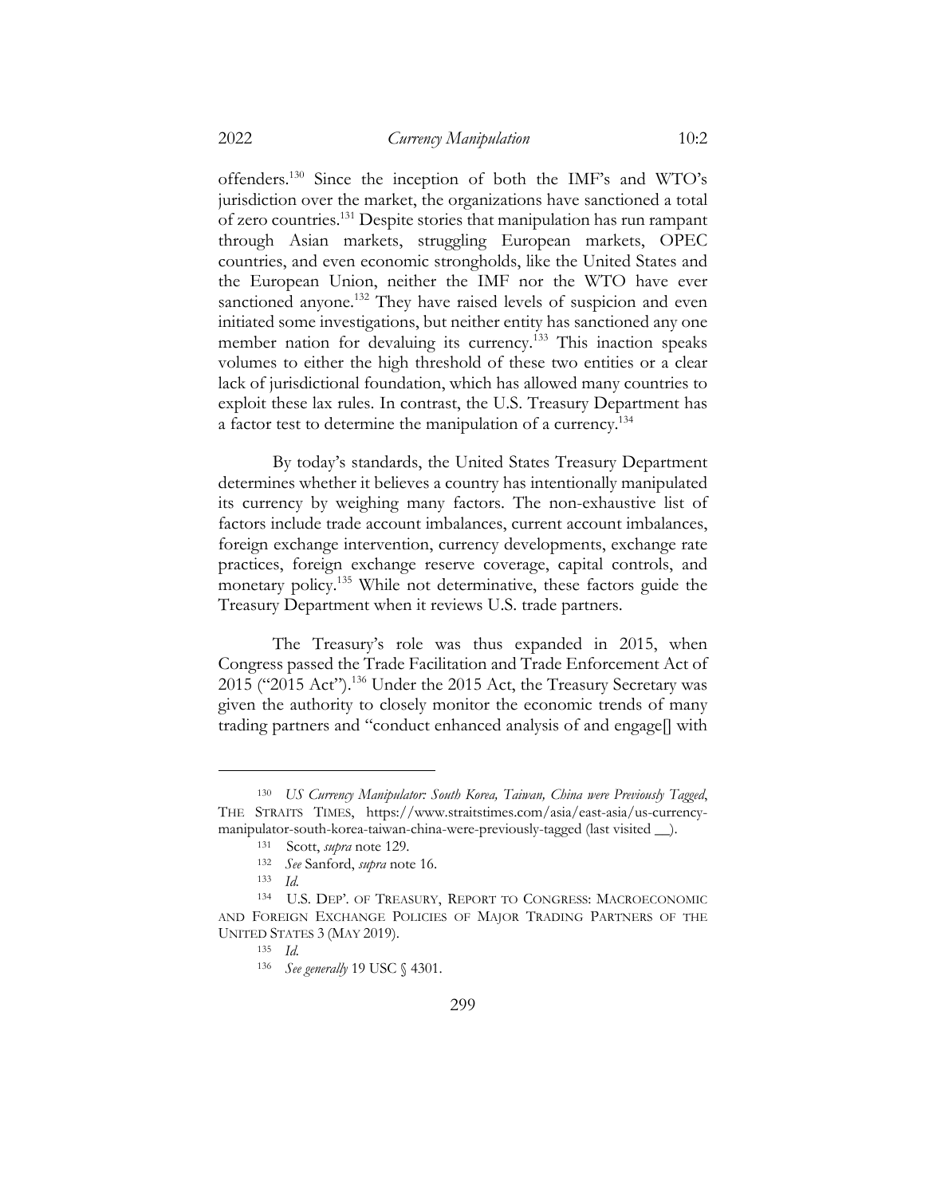offenders.[130] Since the inception of both the IMF's and WTO's jurisdiction over the market, the organizations have sanctioned a total of zero countries.[131] Despite stories that manipulation has run rampant through Asian markets, struggling European markets, OPEC countries, and even economic strongholds, like the United States and the European Union, neither the IMF nor the WTO have ever sanctioned anyone.[132] They have raised levels of suspicion and even initiated some investigations, but neither entity has sanctioned any one member nation for devaluing its currency.[133] This inaction speaks volumes to either the high threshold of these two entities or a clear lack of jurisdictional foundation, which has allowed many countries to exploit these lax rules. In contrast, the U.S. Treasury Department has a factor test to determine the manipulation of a currency.[134]

By today's standards, the United States Treasury Department determines whether it believes a country has intentionally manipulated its currency by weighing many factors. The non-exhaustive list of factors include trade account imbalances, current account imbalances, foreign exchange intervention, currency developments, exchange rate practices, foreign exchange reserve coverage, capital controls, and monetary policy.[135] While not determinative, these factors guide the Treasury Department when it reviews U.S. trade partners.

The Treasury's role was thus expanded in 2015, when Congress passed the Trade Facilitation and Trade Enforcement Act of 2015 ("2015 Act").[136] Under the 2015 Act, the Treasury Secretary was given the authority to closely monitor the economic trends of many trading partners and "conduct enhanced analysis of and engage[] with

---

[130] *US Currency Manipulator: South Korea, Taiwan, China were Previously Tagged*, THE STRAITS TIMES, https://www.straitstimes.com/asia/east-asia/us-currency-manipulator-south-korea-taiwan-china-were-previously-tagged (last visited __).

[131] Scott, *supra* note 129.

[132] *See* Sanford, *supra* note 16.

[133] *Id.*

[134] U.S. DEP'. OF TREASURY, REPORT TO CONGRESS: MACROECONOMIC AND FOREIGN EXCHANGE POLICIES OF MAJOR TRADING PARTNERS OF THE UNITED STATES 3 (MAY 2019).

[135] *Id.*

[136] *See generally* 19 USC § 4301.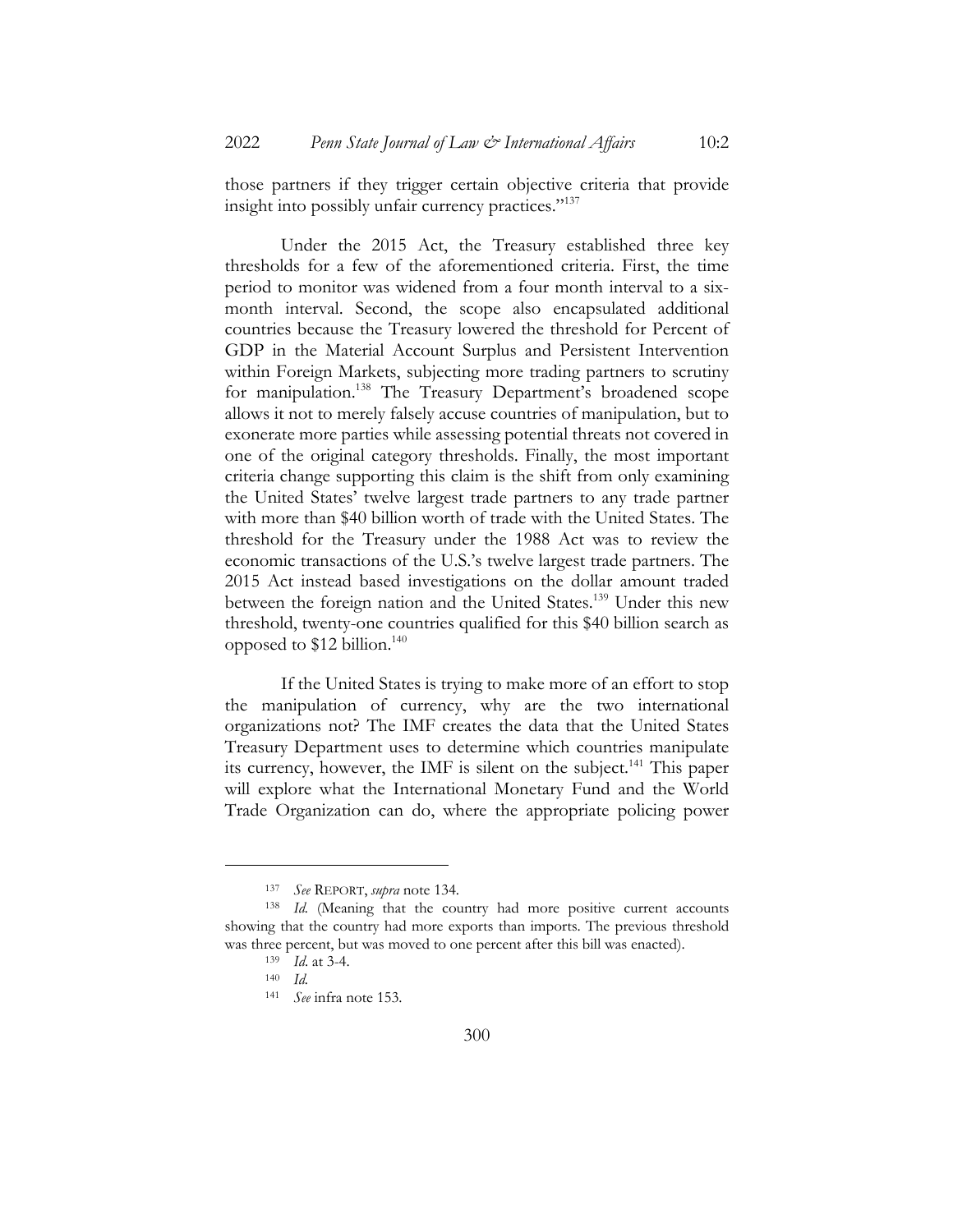those partners if they trigger certain objective criteria that provide insight into possibly unfair currency practices."[137]

Under the 2015 Act, the Treasury established three key thresholds for a few of the aforementioned criteria. First, the time period to monitor was widened from a four month interval to a six-month interval. Second, the scope also encapsulated additional countries because the Treasury lowered the threshold for Percent of GDP in the Material Account Surplus and Persistent Intervention within Foreign Markets, subjecting more trading partners to scrutiny for manipulation.[138] The Treasury Department's broadened scope allows it not to merely falsely accuse countries of manipulation, but to exonerate more parties while assessing potential threats not covered in one of the original category thresholds. Finally, the most important criteria change supporting this claim is the shift from only examining the United States' twelve largest trade partners to any trade partner with more than $40 billion worth of trade with the United States. The threshold for the Treasury under the 1988 Act was to review the economic transactions of the U.S.'s twelve largest trade partners. The 2015 Act instead based investigations on the dollar amount traded between the foreign nation and the United States.[139] Under this new threshold, twenty-one countries qualified for this $40 billion search as opposed to $12 billion.[140]

If the United States is trying to make more of an effort to stop the manipulation of currency, why are the two international organizations not? The IMF creates the data that the United States Treasury Department uses to determine which countries manipulate its currency, however, the IMF is silent on the subject.[141] This paper will explore what the International Monetary Fund and the World Trade Organization can do, where the appropriate policing power

---

[137] *See* REPORT, *supra* note 134.

[138] *Id.* (Meaning that the country had more positive current accounts showing that the country had more exports than imports. The previous threshold was three percent, but was moved to one percent after this bill was enacted).

[139] *Id.* at 3-4.

[140] *Id.*

[141] *See* infra note 153.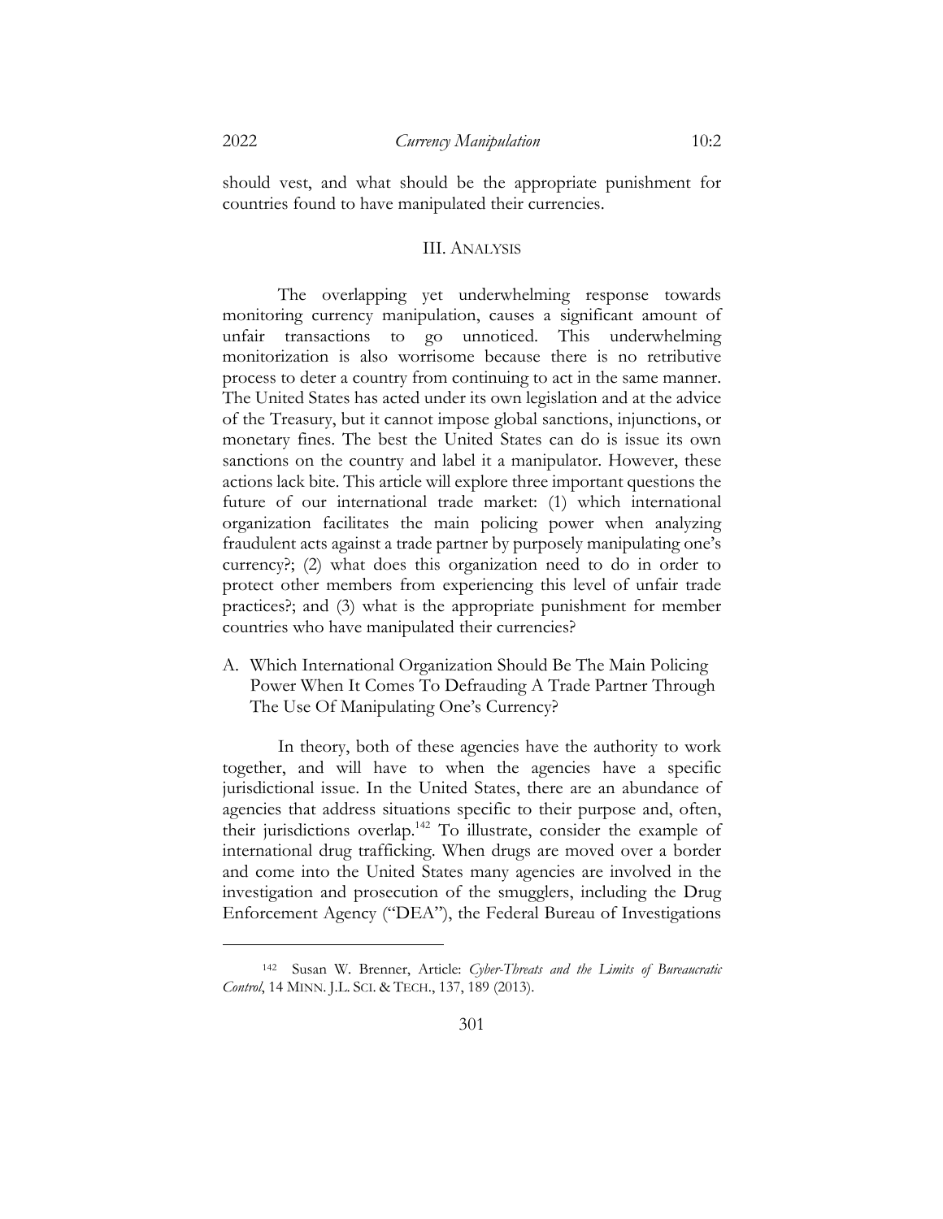should vest, and what should be the appropriate punishment for countries found to have manipulated their currencies.

## III. ANALYSIS

The overlapping yet underwhelming response towards monitoring currency manipulation, causes a significant amount of unfair transactions to go unnoticed. This underwhelming monitorization is also worrisome because there is no retributive process to deter a country from continuing to act in the same manner. The United States has acted under its own legislation and at the advice of the Treasury, but it cannot impose global sanctions, injunctions, or monetary fines. The best the United States can do is issue its own sanctions on the country and label it a manipulator. However, these actions lack bite. This article will explore three important questions the future of our international trade market: (1) which international organization facilitates the main policing power when analyzing fraudulent acts against a trade partner by purposely manipulating one's currency?; (2) what does this organization need to do in order to protect other members from experiencing this level of unfair trade practices?; and (3) what is the appropriate punishment for member countries who have manipulated their currencies?

### A. Which International Organization Should Be The Main Policing Power When It Comes To Defrauding A Trade Partner Through The Use Of Manipulating One's Currency?

In theory, both of these agencies have the authority to work together, and will have to when the agencies have a specific jurisdictional issue. In the United States, there are an abundance of agencies that address situations specific to their purpose and, often, their jurisdictions overlap.[142] To illustrate, consider the example of international drug trafficking. When drugs are moved over a border and come into the United States many agencies are involved in the investigation and prosecution of the smugglers, including the Drug Enforcement Agency ("DEA"), the Federal Bureau of Investigations

---

[142] Susan W. Brenner, Article: *Cyber-Threats and the Limits of Bureaucratic Control*, 14 MINN. J.L. SCI. & TECH., 137, 189 (2013).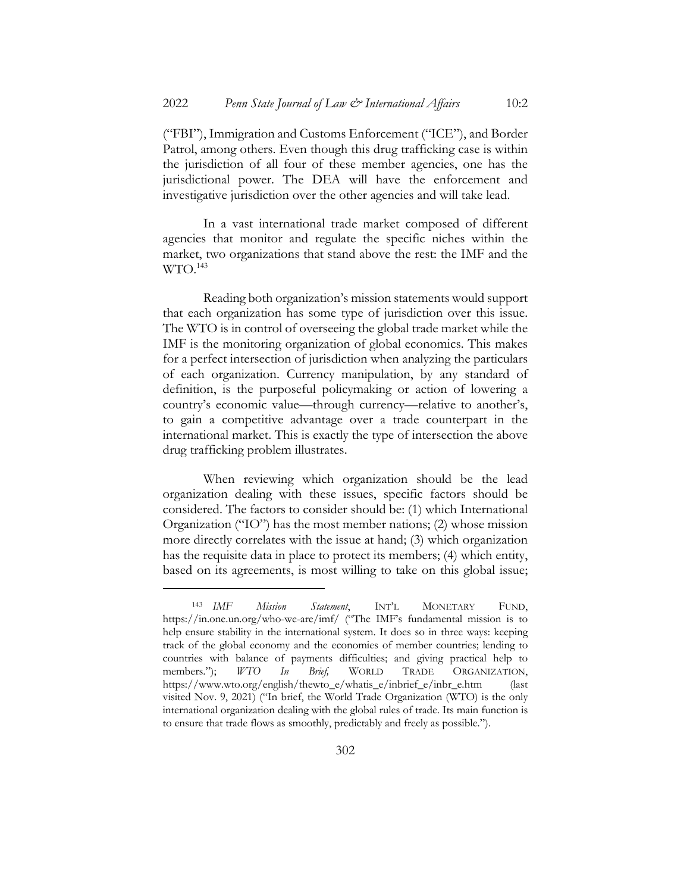("FBI"), Immigration and Customs Enforcement ("ICE"), and Border Patrol, among others. Even though this drug trafficking case is within the jurisdiction of all four of these member agencies, one has the jurisdictional power. The DEA will have the enforcement and investigative jurisdiction over the other agencies and will take lead.

In a vast international trade market composed of different agencies that monitor and regulate the specific niches within the market, two organizations that stand above the rest: the IMF and the WTO.[143]

Reading both organization's mission statements would support that each organization has some type of jurisdiction over this issue. The WTO is in control of overseeing the global trade market while the IMF is the monitoring organization of global economics. This makes for a perfect intersection of jurisdiction when analyzing the particulars of each organization. Currency manipulation, by any standard of definition, is the purposeful policymaking or action of lowering a country's economic value—through currency—relative to another's, to gain a competitive advantage over a trade counterpart in the international market. This is exactly the type of intersection the above drug trafficking problem illustrates.

When reviewing which organization should be the lead organization dealing with these issues, specific factors should be considered. The factors to consider should be: (1) which International Organization ("IO") has the most member nations; (2) whose mission more directly correlates with the issue at hand; (3) which organization has the requisite data in place to protect its members; (4) which entity, based on its agreements, is most willing to take on this global issue;

---

[143] *IMF Mission Statement*, INT'L MONETARY FUND, https://in.one.un.org/who-we-are/imf/ ("The IMF's fundamental mission is to help ensure stability in the international system. It does so in three ways: keeping track of the global economy and the economies of member countries; lending to countries with balance of payments difficulties; and giving practical help to members."); *WTO In Brief,* WORLD TRADE ORGANIZATION, https://www.wto.org/english/thewto_e/whatis_e/inbrief_e/inbr_e.htm (last visited Nov. 9, 2021) ("In brief, the World Trade Organization (WTO) is the only international organization dealing with the global rules of trade. Its main function is to ensure that trade flows as smoothly, predictably and freely as possible.").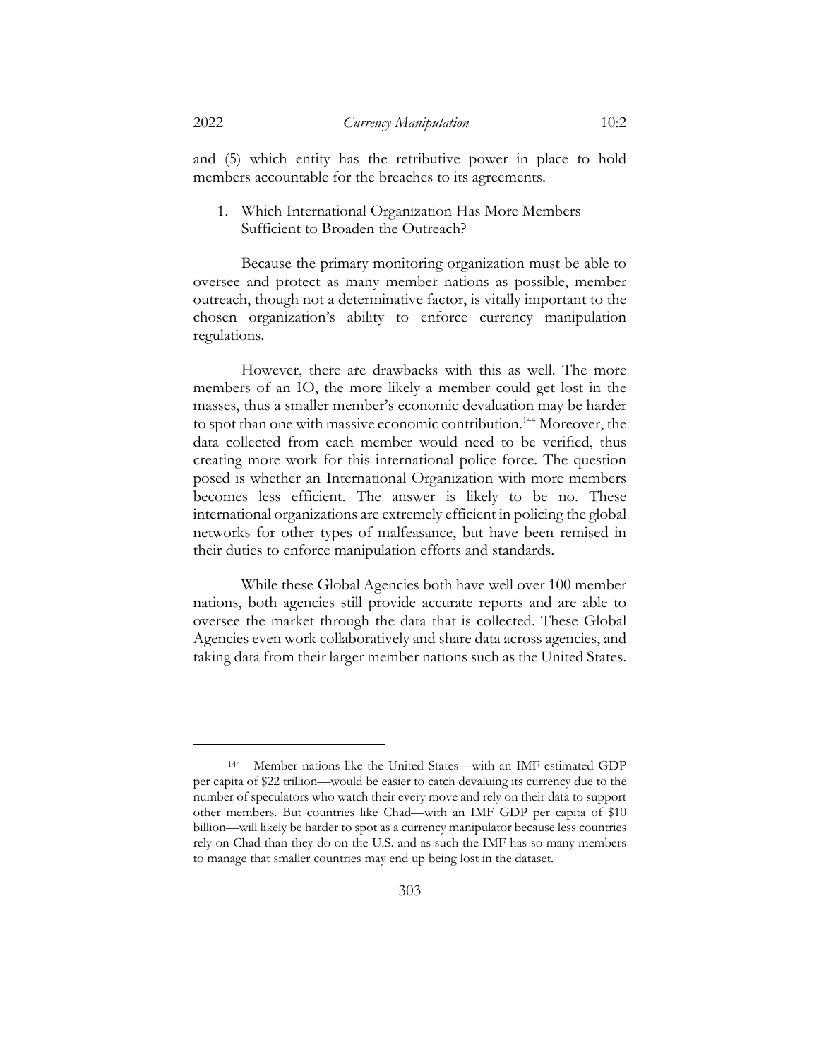and (5) which entity has the retributive power in place to hold members accountable for the breaches to its agreements.

1. Which International Organization Has More Members Sufficient to Broaden the Outreach?

Because the primary monitoring organization must be able to oversee and protect as many member nations as possible, member outreach, though not a determinative factor, is vitally important to the chosen organization's ability to enforce currency manipulation regulations.

However, there are drawbacks with this as well. The more members of an IO, the more likely a member could get lost in the masses, thus a smaller member's economic devaluation may be harder to spot than one with massive economic contribution.[144] Moreover, the data collected from each member would need to be verified, thus creating more work for this international police force. The question posed is whether an International Organization with more members becomes less efficient. The answer is likely to be no. These international organizations are extremely efficient in policing the global networks for other types of malfeasance, but have been remised in their duties to enforce manipulation efforts and standards.

While these Global Agencies both have well over 100 member nations, both agencies still provide accurate reports and are able to oversee the market through the data that is collected. These Global Agencies even work collaboratively and share data across agencies, and taking data from their larger member nations such as the United States.

---

[144] Member nations like the United States—with an IMF estimated GDP per capita of $22 trillion—would be easier to catch devaluing its currency due to the number of speculators who watch their every move and rely on their data to support other members. But countries like Chad—with an IMF GDP per capita of $10 billion—will likely be harder to spot as a currency manipulator because less countries rely on Chad than they do on the U.S. and as such the IMF has so many members to manage that smaller countries may end up being lost in the dataset.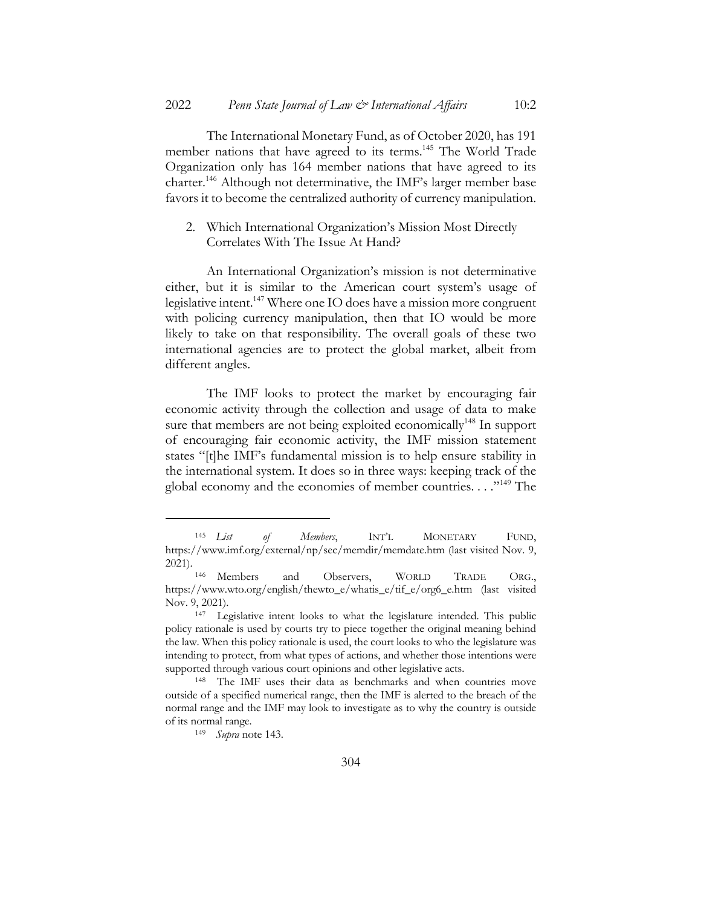The International Monetary Fund, as of October 2020, has 191 member nations that have agreed to its terms.[145] The World Trade Organization only has 164 member nations that have agreed to its charter.[146] Although not determinative, the IMF's larger member base favors it to become the centralized authority of currency manipulation.

2. Which International Organization's Mission Most Directly Correlates With The Issue At Hand?

An International Organization's mission is not determinative either, but it is similar to the American court system's usage of legislative intent.[147] Where one IO does have a mission more congruent with policing currency manipulation, then that IO would be more likely to take on that responsibility. The overall goals of these two international agencies are to protect the global market, albeit from different angles.

The IMF looks to protect the market by encouraging fair economic activity through the collection and usage of data to make sure that members are not being exploited economically[148] In support of encouraging fair economic activity, the IMF mission statement states "[t]he IMF's fundamental mission is to help ensure stability in the international system. It does so in three ways: keeping track of the global economy and the economies of member countries. . . ."[149] The

---

[145] *List of Members*, INT'L MONETARY FUND, https://www.imf.org/external/np/sec/memdir/memdate.htm (last visited Nov. 9, 2021).

[146] Members and Observers, WORLD TRADE ORG., https://www.wto.org/english/thewto_e/whatis_e/tif_e/org6_e.htm (last visited Nov. 9, 2021).

[147] Legislative intent looks to what the legislature intended. This public policy rationale is used by courts try to piece together the original meaning behind the law. When this policy rationale is used, the court looks to who the legislature was intending to protect, from what types of actions, and whether those intentions were supported through various court opinions and other legislative acts.

[148] The IMF uses their data as benchmarks and when countries move outside of a specified numerical range, then the IMF is alerted to the breach of the normal range and the IMF may look to investigate as to why the country is outside of its normal range.

[149] *Supra* note 143.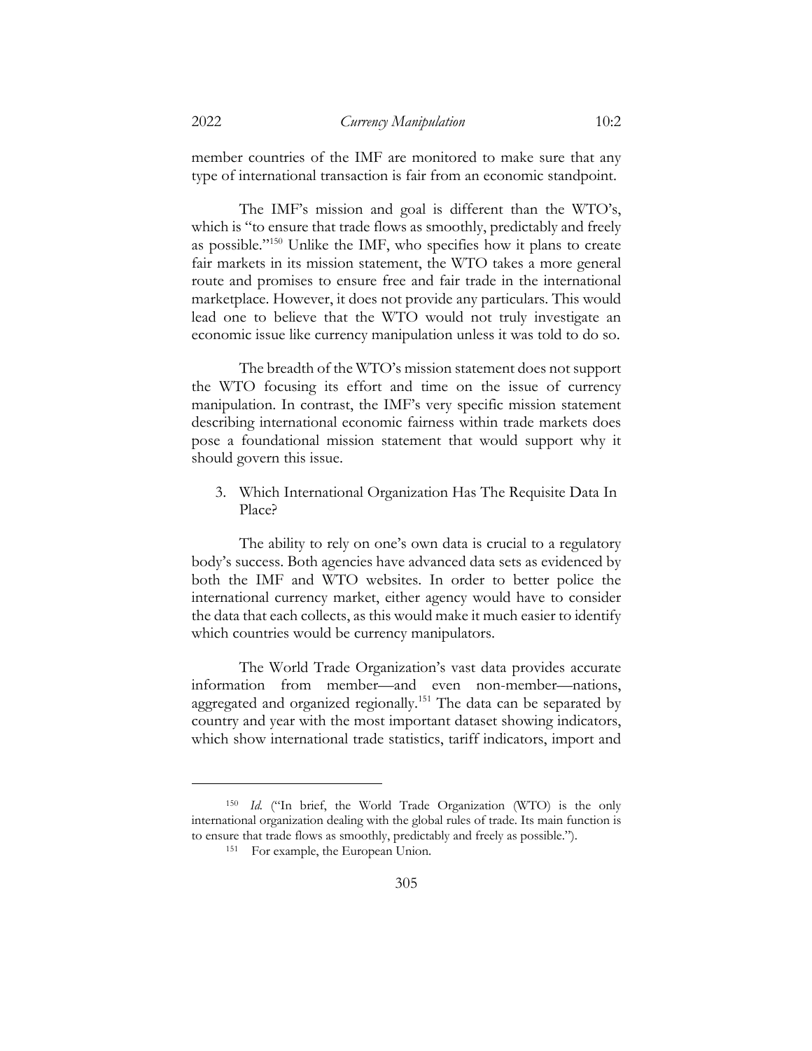member countries of the IMF are monitored to make sure that any type of international transaction is fair from an economic standpoint.

The IMF's mission and goal is different than the WTO's, which is "to ensure that trade flows as smoothly, predictably and freely as possible."[150] Unlike the IMF, who specifies how it plans to create fair markets in its mission statement, the WTO takes a more general route and promises to ensure free and fair trade in the international marketplace. However, it does not provide any particulars. This would lead one to believe that the WTO would not truly investigate an economic issue like currency manipulation unless it was told to do so.

The breadth of the WTO's mission statement does not support the WTO focusing its effort and time on the issue of currency manipulation. In contrast, the IMF's very specific mission statement describing international economic fairness within trade markets does pose a foundational mission statement that would support why it should govern this issue.

3. Which International Organization Has The Requisite Data In Place?

The ability to rely on one's own data is crucial to a regulatory body's success. Both agencies have advanced data sets as evidenced by both the IMF and WTO websites. In order to better police the international currency market, either agency would have to consider the data that each collects, as this would make it much easier to identify which countries would be currency manipulators.

The World Trade Organization's vast data provides accurate information from member—and even non-member—nations, aggregated and organized regionally.[151] The data can be separated by country and year with the most important dataset showing indicators, which show international trade statistics, tariff indicators, import and

---

[150] *Id.* ("In brief, the World Trade Organization (WTO) is the only international organization dealing with the global rules of trade. Its main function is to ensure that trade flows as smoothly, predictably and freely as possible.").

[151] For example, the European Union.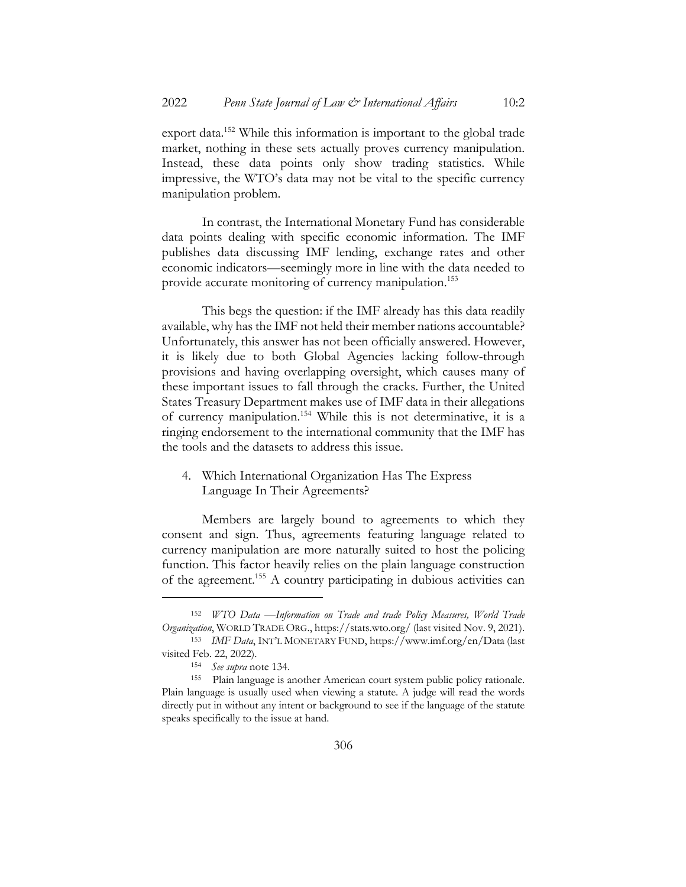export data.[152] While this information is important to the global trade market, nothing in these sets actually proves currency manipulation. Instead, these data points only show trading statistics. While impressive, the WTO's data may not be vital to the specific currency manipulation problem.

In contrast, the International Monetary Fund has considerable data points dealing with specific economic information. The IMF publishes data discussing IMF lending, exchange rates and other economic indicators—seemingly more in line with the data needed to provide accurate monitoring of currency manipulation.[153]

This begs the question: if the IMF already has this data readily available, why has the IMF not held their member nations accountable? Unfortunately, this answer has not been officially answered. However, it is likely due to both Global Agencies lacking follow-through provisions and having overlapping oversight, which causes many of these important issues to fall through the cracks. Further, the United States Treasury Department makes use of IMF data in their allegations of currency manipulation.[154] While this is not determinative, it is a ringing endorsement to the international community that the IMF has the tools and the datasets to address this issue.

4. Which International Organization Has The Express Language In Their Agreements?

Members are largely bound to agreements to which they consent and sign. Thus, agreements featuring language related to currency manipulation are more naturally suited to host the policing function. This factor heavily relies on the plain language construction of the agreement.[155] A country participating in dubious activities can

---

[152] *WTO Data —Information on Trade and trade Policy Measures, World Trade Organization*, WORLD TRADE ORG., https://stats.wto.org/ (last visited Nov. 9, 2021).

[153] *IMF Data*, INT'L MONETARY FUND, https://www.imf.org/en/Data (last visited Feb. 22, 2022).

[154] *See supra* note 134.

[155] Plain language is another American court system public policy rationale. Plain language is usually used when viewing a statute. A judge will read the words directly put in without any intent or background to see if the language of the statute speaks specifically to the issue at hand.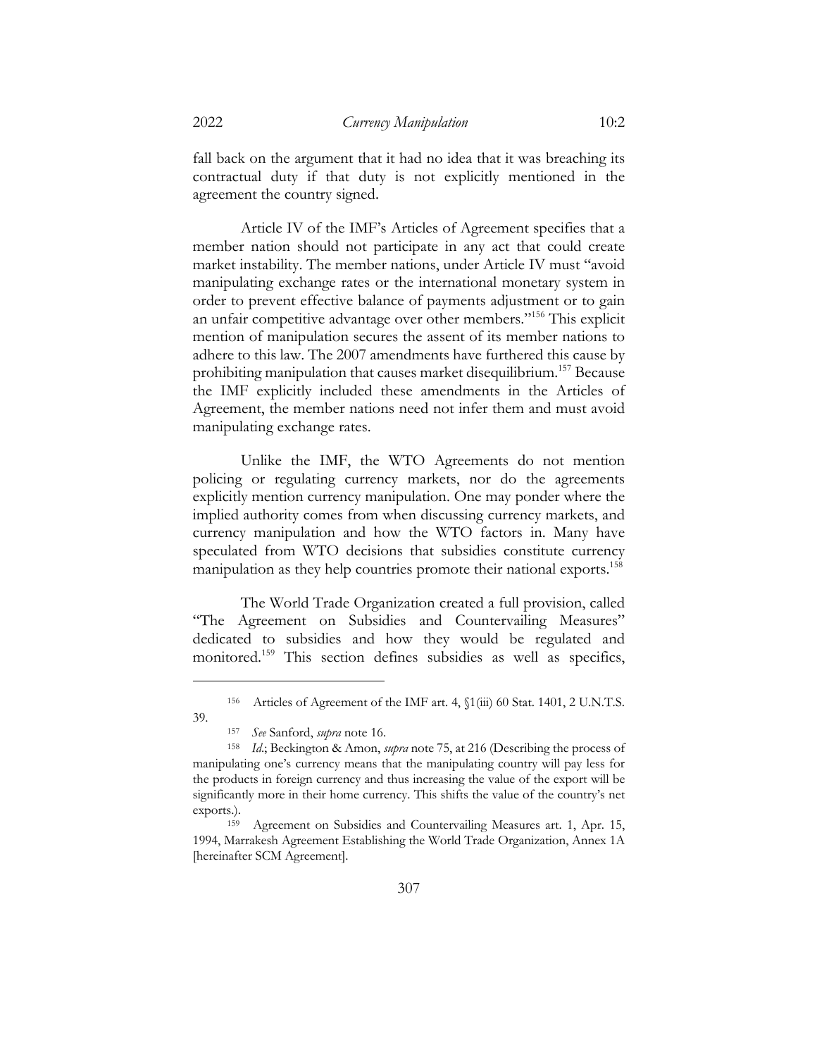fall back on the argument that it had no idea that it was breaching its contractual duty if that duty is not explicitly mentioned in the agreement the country signed.

Article IV of the IMF's Articles of Agreement specifies that a member nation should not participate in any act that could create market instability. The member nations, under Article IV must "avoid manipulating exchange rates or the international monetary system in order to prevent effective balance of payments adjustment or to gain an unfair competitive advantage over other members."[156] This explicit mention of manipulation secures the assent of its member nations to adhere to this law. The 2007 amendments have furthered this cause by prohibiting manipulation that causes market disequilibrium.[157] Because the IMF explicitly included these amendments in the Articles of Agreement, the member nations need not infer them and must avoid manipulating exchange rates.

Unlike the IMF, the WTO Agreements do not mention policing or regulating currency markets, nor do the agreements explicitly mention currency manipulation. One may ponder where the implied authority comes from when discussing currency markets, and currency manipulation and how the WTO factors in. Many have speculated from WTO decisions that subsidies constitute currency manipulation as they help countries promote their national exports.[158]

The World Trade Organization created a full provision, called "The Agreement on Subsidies and Countervailing Measures" dedicated to subsidies and how they would be regulated and monitored.[159] This section defines subsidies as well as specifics,

---

[156] Articles of Agreement of the IMF art. 4, §1(iii) 60 Stat. 1401, 2 U.N.T.S. 39.

[157] *See* Sanford, *supra* note 16.

[158] *Id.*; Beckington & Amon, *supra* note 75, at 216 (Describing the process of manipulating one's currency means that the manipulating country will pay less for the products in foreign currency and thus increasing the value of the export will be significantly more in their home currency. This shifts the value of the country's net exports.).

[159] Agreement on Subsidies and Countervailing Measures art. 1, Apr. 15, 1994, Marrakesh Agreement Establishing the World Trade Organization, Annex 1A [hereinafter SCM Agreement].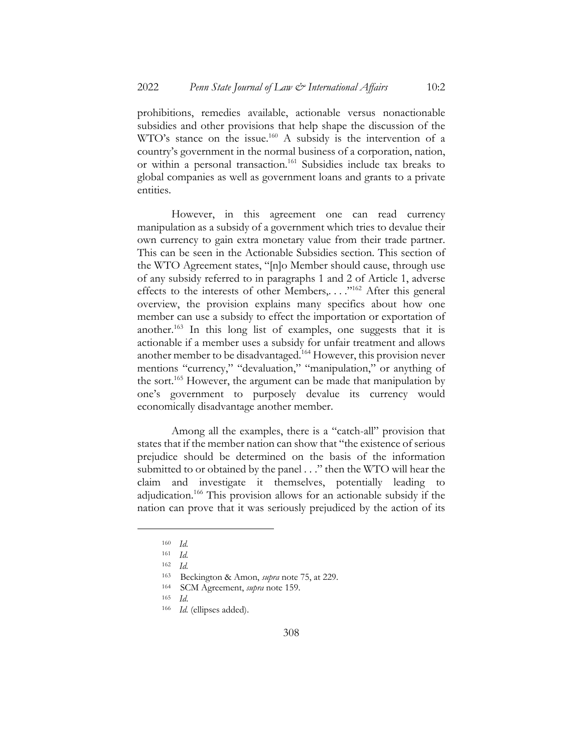prohibitions, remedies available, actionable versus nonactionable subsidies and other provisions that help shape the discussion of the WTO's stance on the issue.[160] A subsidy is the intervention of a country's government in the normal business of a corporation, nation, or within a personal transaction.[161] Subsidies include tax breaks to global companies as well as government loans and grants to a private entities.

However, in this agreement one can read currency manipulation as a subsidy of a government which tries to devalue their own currency to gain extra monetary value from their trade partner. This can be seen in the Actionable Subsidies section. This section of the WTO Agreement states, "[n]o Member should cause, through use of any subsidy referred to in paragraphs 1 and 2 of Article 1, adverse effects to the interests of other Members,. . . ."[162] After this general overview, the provision explains many specifics about how one member can use a subsidy to effect the importation or exportation of another.[163] In this long list of examples, one suggests that it is actionable if a member uses a subsidy for unfair treatment and allows another member to be disadvantaged.[164] However, this provision never mentions "currency," "devaluation," "manipulation," or anything of the sort.[165] However, the argument can be made that manipulation by one's government to purposely devalue its currency would economically disadvantage another member.

Among all the examples, there is a "catch-all" provision that states that if the member nation can show that "the existence of serious prejudice should be determined on the basis of the information submitted to or obtained by the panel . . ." then the WTO will hear the claim and investigate it themselves, potentially leading to adjudication.[166] This provision allows for an actionable subsidy if the nation can prove that it was seriously prejudiced by the action of its

---

[160] *Id.*

[161] *Id.*

[162] *Id.*

[163] Beckington & Amon, *supra* note 75, at 229.

[164] SCM Agreement, *supra* note 159.

[165] *Id.*

[166] *Id.* (ellipses added).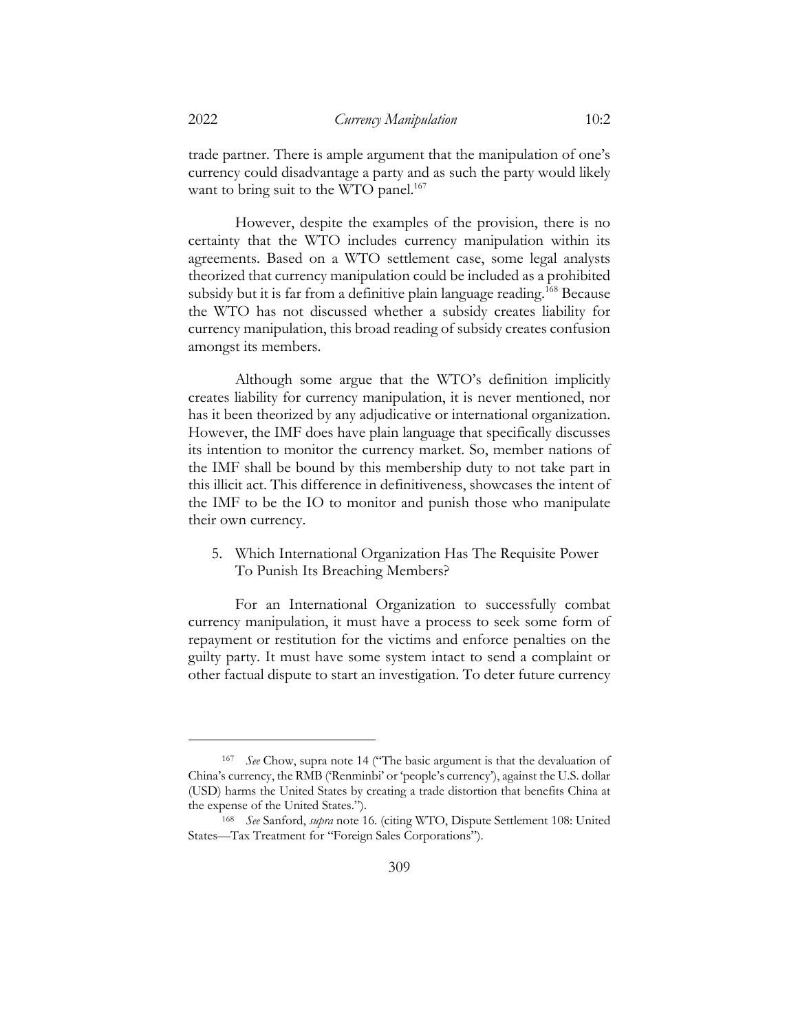trade partner. There is ample argument that the manipulation of one's currency could disadvantage a party and as such the party would likely want to bring suit to the WTO panel.[167]

However, despite the examples of the provision, there is no certainty that the WTO includes currency manipulation within its agreements. Based on a WTO settlement case, some legal analysts theorized that currency manipulation could be included as a prohibited subsidy but it is far from a definitive plain language reading.[168] Because the WTO has not discussed whether a subsidy creates liability for currency manipulation, this broad reading of subsidy creates confusion amongst its members.

Although some argue that the WTO's definition implicitly creates liability for currency manipulation, it is never mentioned, nor has it been theorized by any adjudicative or international organization. However, the IMF does have plain language that specifically discusses its intention to monitor the currency market. So, member nations of the IMF shall be bound by this membership duty to not take part in this illicit act. This difference in definitiveness, showcases the intent of the IMF to be the IO to monitor and punish those who manipulate their own currency.

5. Which International Organization Has The Requisite Power To Punish Its Breaching Members?

For an International Organization to successfully combat currency manipulation, it must have a process to seek some form of repayment or restitution for the victims and enforce penalties on the guilty party. It must have some system intact to send a complaint or other factual dispute to start an investigation. To deter future currency

---

[167] *See* Chow, supra note 14 ("The basic argument is that the devaluation of China's currency, the RMB ('Renminbi' or 'people's currency'), against the U.S. dollar (USD) harms the United States by creating a trade distortion that benefits China at the expense of the United States.").

[168] *See* Sanford, *supra* note 16. (citing WTO, Dispute Settlement 108: United States—Tax Treatment for "Foreign Sales Corporations").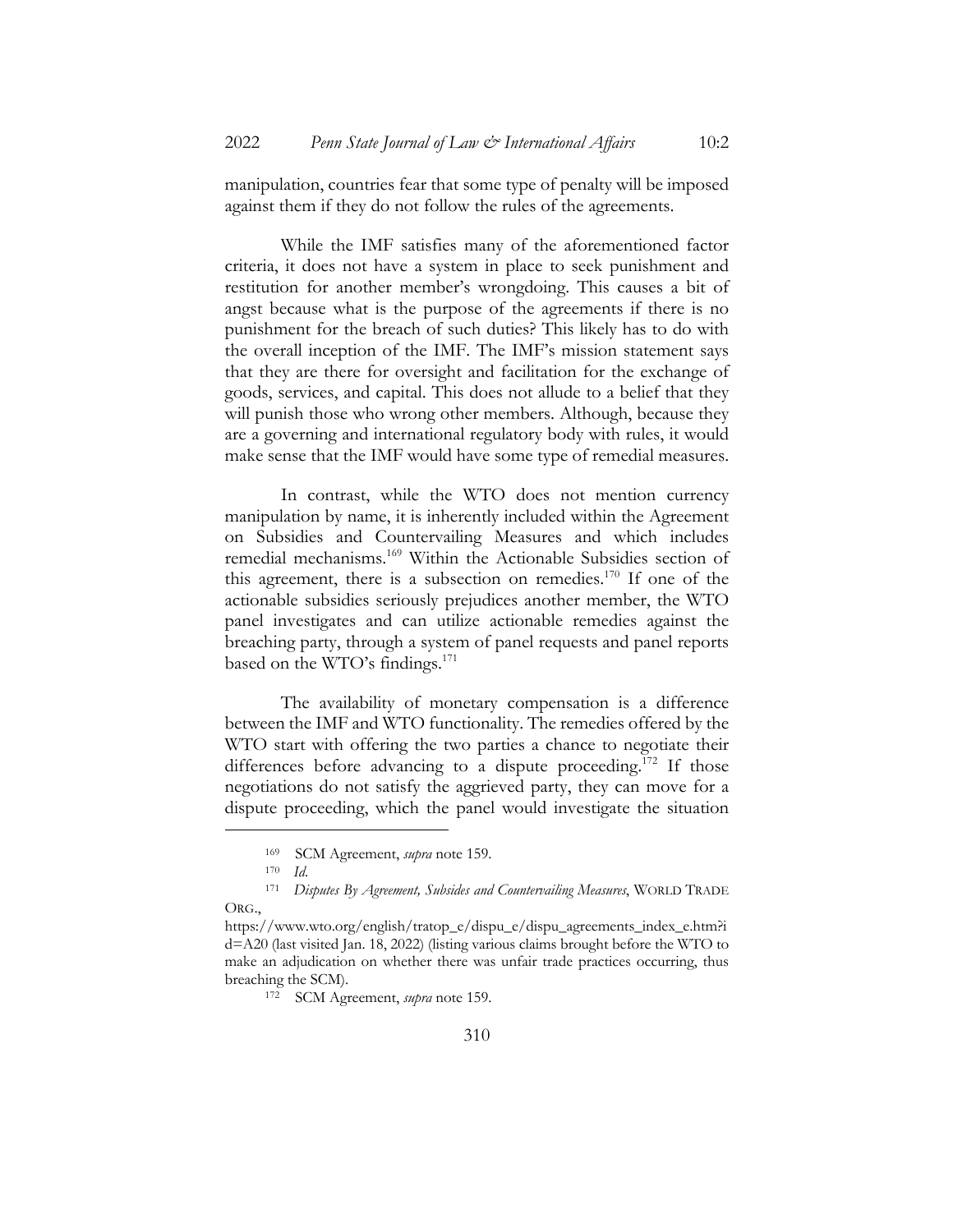manipulation, countries fear that some type of penalty will be imposed against them if they do not follow the rules of the agreements.

While the IMF satisfies many of the aforementioned factor criteria, it does not have a system in place to seek punishment and restitution for another member's wrongdoing. This causes a bit of angst because what is the purpose of the agreements if there is no punishment for the breach of such duties? This likely has to do with the overall inception of the IMF. The IMF's mission statement says that they are there for oversight and facilitation for the exchange of goods, services, and capital. This does not allude to a belief that they will punish those who wrong other members. Although, because they are a governing and international regulatory body with rules, it would make sense that the IMF would have some type of remedial measures.

In contrast, while the WTO does not mention currency manipulation by name, it is inherently included within the Agreement on Subsidies and Countervailing Measures and which includes remedial mechanisms.[169] Within the Actionable Subsidies section of this agreement, there is a subsection on remedies.[170] If one of the actionable subsidies seriously prejudices another member, the WTO panel investigates and can utilize actionable remedies against the breaching party, through a system of panel requests and panel reports based on the WTO's findings.[171]

The availability of monetary compensation is a difference between the IMF and WTO functionality. The remedies offered by the WTO start with offering the two parties a chance to negotiate their differences before advancing to a dispute proceeding.[172] If those negotiations do not satisfy the aggrieved party, they can move for a dispute proceeding, which the panel would investigate the situation

---

[169] SCM Agreement, *supra* note 159.

[170] *Id.*

[171] *Disputes By Agreement, Subsides and Countervailing Measures*, WORLD TRADE ORG., https://www.wto.org/english/tratop_e/dispu_e/dispu_agreements_index_e.htm?id=A20 (last visited Jan. 18, 2022) (listing various claims brought before the WTO to make an adjudication on whether there was unfair trade practices occurring, thus breaching the SCM).

[172] SCM Agreement, *supra* note 159.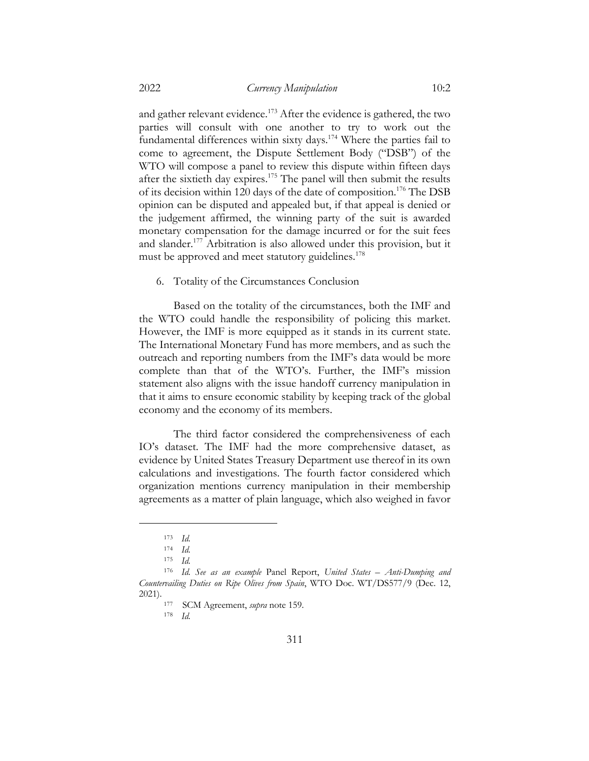and gather relevant evidence.[173] After the evidence is gathered, the two parties will consult with one another to try to work out the fundamental differences within sixty days.[174] Where the parties fail to come to agreement, the Dispute Settlement Body ("DSB") of the WTO will compose a panel to review this dispute within fifteen days after the sixtieth day expires.[175] The panel will then submit the results of its decision within 120 days of the date of composition.[176] The DSB opinion can be disputed and appealed but, if that appeal is denied or the judgement affirmed, the winning party of the suit is awarded monetary compensation for the damage incurred or for the suit fees and slander.[177] Arbitration is also allowed under this provision, but it must be approved and meet statutory guidelines.[178]

6. Totality of the Circumstances Conclusion

Based on the totality of the circumstances, both the IMF and the WTO could handle the responsibility of policing this market. However, the IMF is more equipped as it stands in its current state. The International Monetary Fund has more members, and as such the outreach and reporting numbers from the IMF's data would be more complete than that of the WTO's. Further, the IMF's mission statement also aligns with the issue handoff currency manipulation in that it aims to ensure economic stability by keeping track of the global economy and the economy of its members.

The third factor considered the comprehensiveness of each IO's dataset. The IMF had the more comprehensive dataset, as evidence by United States Treasury Department use thereof in its own calculations and investigations. The fourth factor considered which organization mentions currency manipulation in their membership agreements as a matter of plain language, which also weighed in favor

---

[173] *Id.*

[174] *Id.*

[175] *Id.*

[176] *Id. See as an example* Panel Report, *United States – Anti-Dumping and Countervailing Duties on Ripe Olives from Spain*, WTO Doc. WT/DS577/9 (Dec. 12, 2021).

[177] SCM Agreement, *supra* note 159.

[178] *Id.*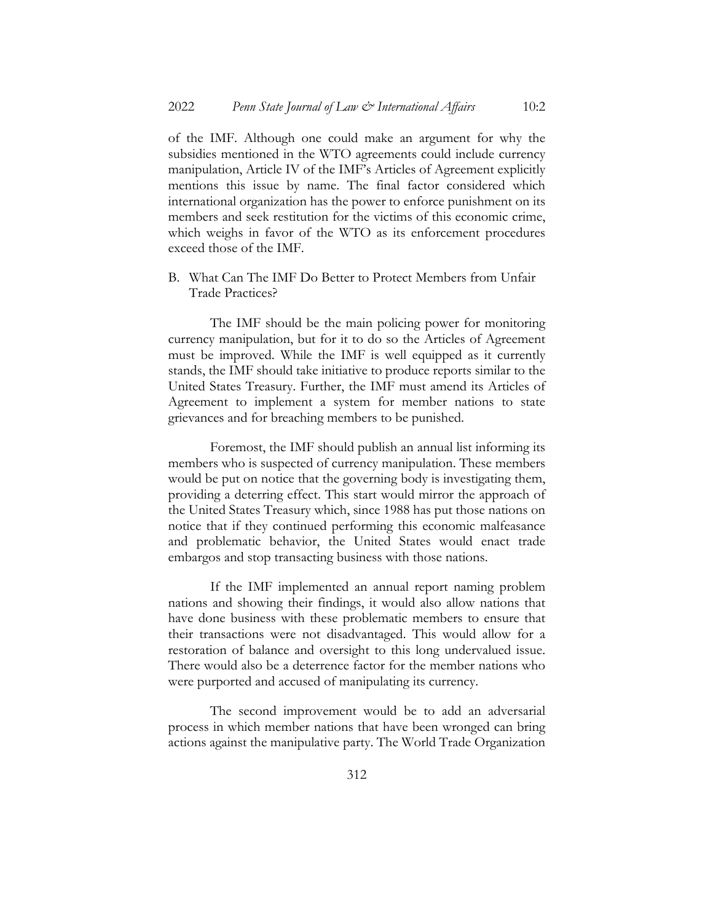of the IMF. Although one could make an argument for why the subsidies mentioned in the WTO agreements could include currency manipulation, Article IV of the IMF's Articles of Agreement explicitly mentions this issue by name. The final factor considered which international organization has the power to enforce punishment on its members and seek restitution for the victims of this economic crime, which weighs in favor of the WTO as its enforcement procedures exceed those of the IMF.

### B. What Can The IMF Do Better to Protect Members from Unfair Trade Practices?

The IMF should be the main policing power for monitoring currency manipulation, but for it to do so the Articles of Agreement must be improved. While the IMF is well equipped as it currently stands, the IMF should take initiative to produce reports similar to the United States Treasury. Further, the IMF must amend its Articles of Agreement to implement a system for member nations to state grievances and for breaching members to be punished.

Foremost, the IMF should publish an annual list informing its members who is suspected of currency manipulation. These members would be put on notice that the governing body is investigating them, providing a deterring effect. This start would mirror the approach of the United States Treasury which, since 1988 has put those nations on notice that if they continued performing this economic malfeasance and problematic behavior, the United States would enact trade embargos and stop transacting business with those nations.

If the IMF implemented an annual report naming problem nations and showing their findings, it would also allow nations that have done business with these problematic members to ensure that their transactions were not disadvantaged. This would allow for a restoration of balance and oversight to this long undervalued issue. There would also be a deterrence factor for the member nations who were purported and accused of manipulating its currency.

The second improvement would be to add an adversarial process in which member nations that have been wronged can bring actions against the manipulative party. The World Trade Organization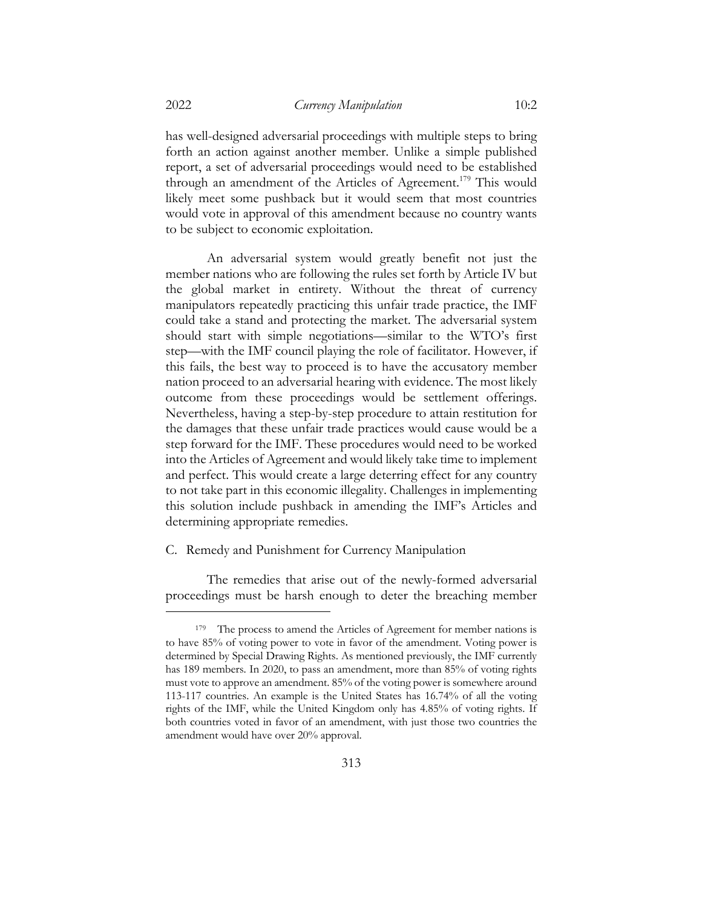has well-designed adversarial proceedings with multiple steps to bring forth an action against another member. Unlike a simple published report, a set of adversarial proceedings would need to be established through an amendment of the Articles of Agreement.[179] This would likely meet some pushback but it would seem that most countries would vote in approval of this amendment because no country wants to be subject to economic exploitation.

An adversarial system would greatly benefit not just the member nations who are following the rules set forth by Article IV but the global market in entirety. Without the threat of currency manipulators repeatedly practicing this unfair trade practice, the IMF could take a stand and protecting the market. The adversarial system should start with simple negotiations—similar to the WTO's first step—with the IMF council playing the role of facilitator. However, if this fails, the best way to proceed is to have the accusatory member nation proceed to an adversarial hearing with evidence. The most likely outcome from these proceedings would be settlement offerings. Nevertheless, having a step-by-step procedure to attain restitution for the damages that these unfair trade practices would cause would be a step forward for the IMF. These procedures would need to be worked into the Articles of Agreement and would likely take time to implement and perfect. This would create a large deterring effect for any country to not take part in this economic illegality. Challenges in implementing this solution include pushback in amending the IMF's Articles and determining appropriate remedies.

### C. Remedy and Punishment for Currency Manipulation

The remedies that arise out of the newly-formed adversarial proceedings must be harsh enough to deter the breaching member

---

[179] The process to amend the Articles of Agreement for member nations is to have 85% of voting power to vote in favor of the amendment. Voting power is determined by Special Drawing Rights. As mentioned previously, the IMF currently has 189 members. In 2020, to pass an amendment, more than 85% of voting rights must vote to approve an amendment. 85% of the voting power is somewhere around 113-117 countries. An example is the United States has 16.74% of all the voting rights of the IMF, while the United Kingdom only has 4.85% of voting rights. If both countries voted in favor of an amendment, with just those two countries the amendment would have over 20% approval.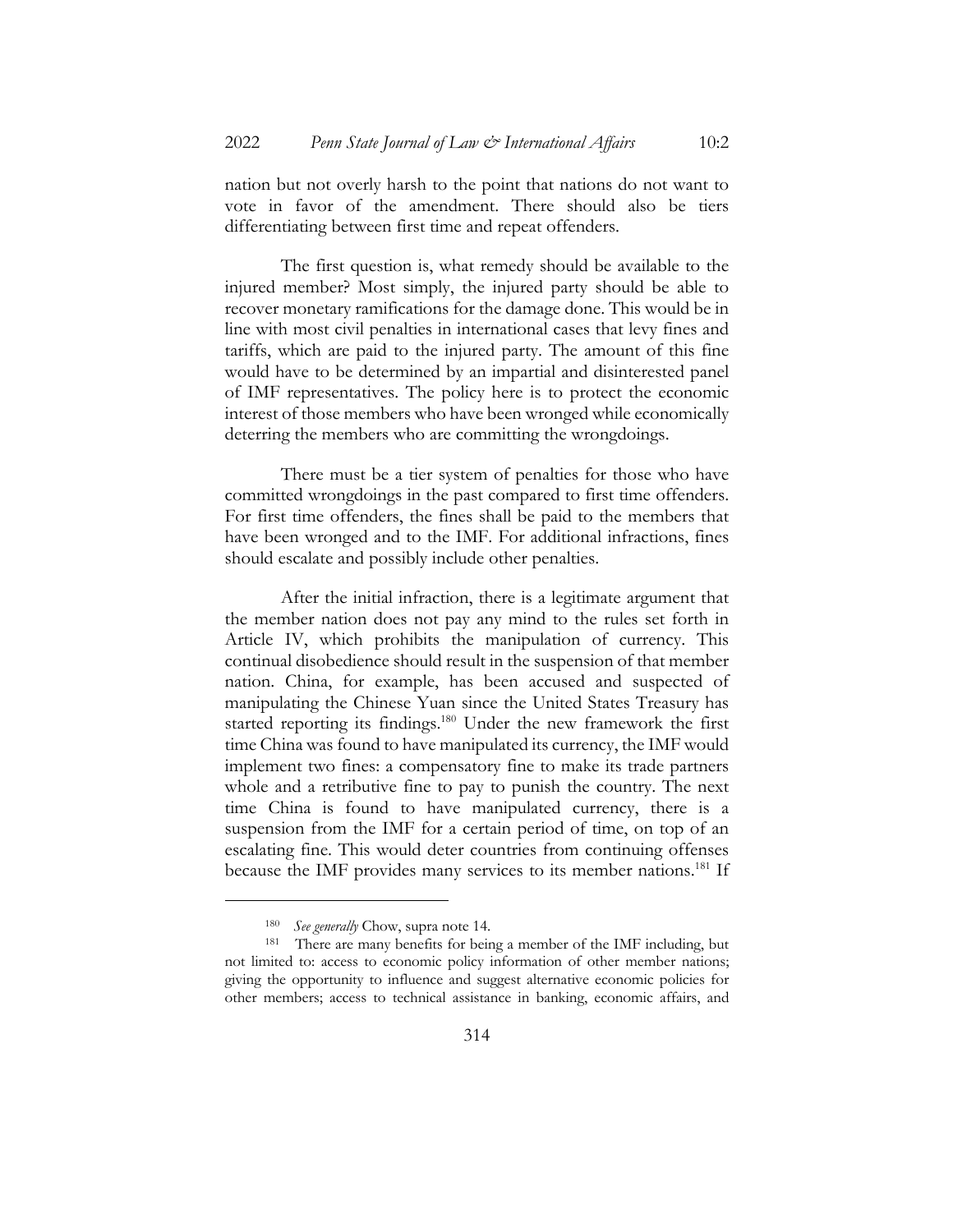nation but not overly harsh to the point that nations do not want to vote in favor of the amendment. There should also be tiers differentiating between first time and repeat offenders.

The first question is, what remedy should be available to the injured member? Most simply, the injured party should be able to recover monetary ramifications for the damage done. This would be in line with most civil penalties in international cases that levy fines and tariffs, which are paid to the injured party. The amount of this fine would have to be determined by an impartial and disinterested panel of IMF representatives. The policy here is to protect the economic interest of those members who have been wronged while economically deterring the members who are committing the wrongdoings.

There must be a tier system of penalties for those who have committed wrongdoings in the past compared to first time offenders. For first time offenders, the fines shall be paid to the members that have been wronged and to the IMF. For additional infractions, fines should escalate and possibly include other penalties.

After the initial infraction, there is a legitimate argument that the member nation does not pay any mind to the rules set forth in Article IV, which prohibits the manipulation of currency. This continual disobedience should result in the suspension of that member nation. China, for example, has been accused and suspected of manipulating the Chinese Yuan since the United States Treasury has started reporting its findings.[180] Under the new framework the first time China was found to have manipulated its currency, the IMF would implement two fines: a compensatory fine to make its trade partners whole and a retributive fine to pay to punish the country. The next time China is found to have manipulated currency, there is a suspension from the IMF for a certain period of time, on top of an escalating fine. This would deter countries from continuing offenses because the IMF provides many services to its member nations.[181] If

---

[180] *See generally* Chow, supra note 14.

[181] There are many benefits for being a member of the IMF including, but not limited to: access to economic policy information of other member nations; giving the opportunity to influence and suggest alternative economic policies for other members; access to technical assistance in banking, economic affairs, and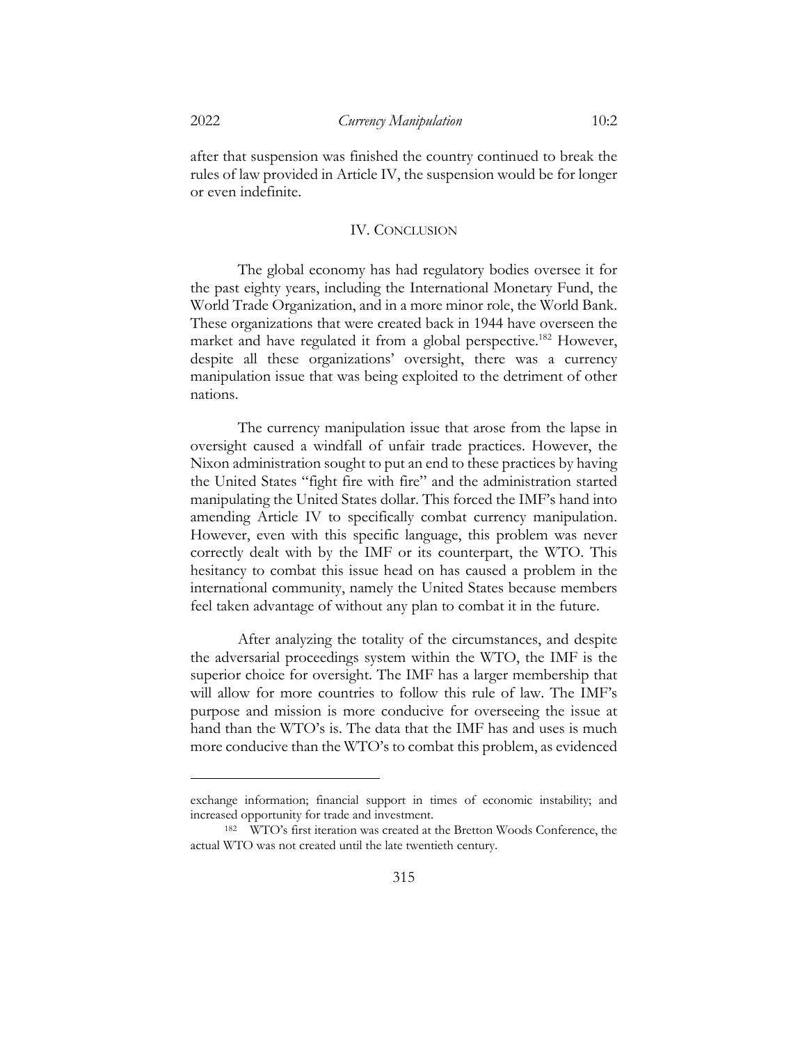after that suspension was finished the country continued to break the rules of law provided in Article IV, the suspension would be for longer or even indefinite.

## IV. CONCLUSION

The global economy has had regulatory bodies oversee it for the past eighty years, including the International Monetary Fund, the World Trade Organization, and in a more minor role, the World Bank. These organizations that were created back in 1944 have overseen the market and have regulated it from a global perspective.[182] However, despite all these organizations' oversight, there was a currency manipulation issue that was being exploited to the detriment of other nations.

The currency manipulation issue that arose from the lapse in oversight caused a windfall of unfair trade practices. However, the Nixon administration sought to put an end to these practices by having the United States "fight fire with fire" and the administration started manipulating the United States dollar. This forced the IMF's hand into amending Article IV to specifically combat currency manipulation. However, even with this specific language, this problem was never correctly dealt with by the IMF or its counterpart, the WTO. This hesitancy to combat this issue head on has caused a problem in the international community, namely the United States because members feel taken advantage of without any plan to combat it in the future.

After analyzing the totality of the circumstances, and despite the adversarial proceedings system within the WTO, the IMF is the superior choice for oversight. The IMF has a larger membership that will allow for more countries to follow this rule of law. The IMF's purpose and mission is more conducive for overseeing the issue at hand than the WTO's is. The data that the IMF has and uses is much more conducive than the WTO's to combat this problem, as evidenced

---

exchange information; financial support in times of economic instability; and increased opportunity for trade and investment.

[182] WTO's first iteration was created at the Bretton Woods Conference, the actual WTO was not created until the late twentieth century.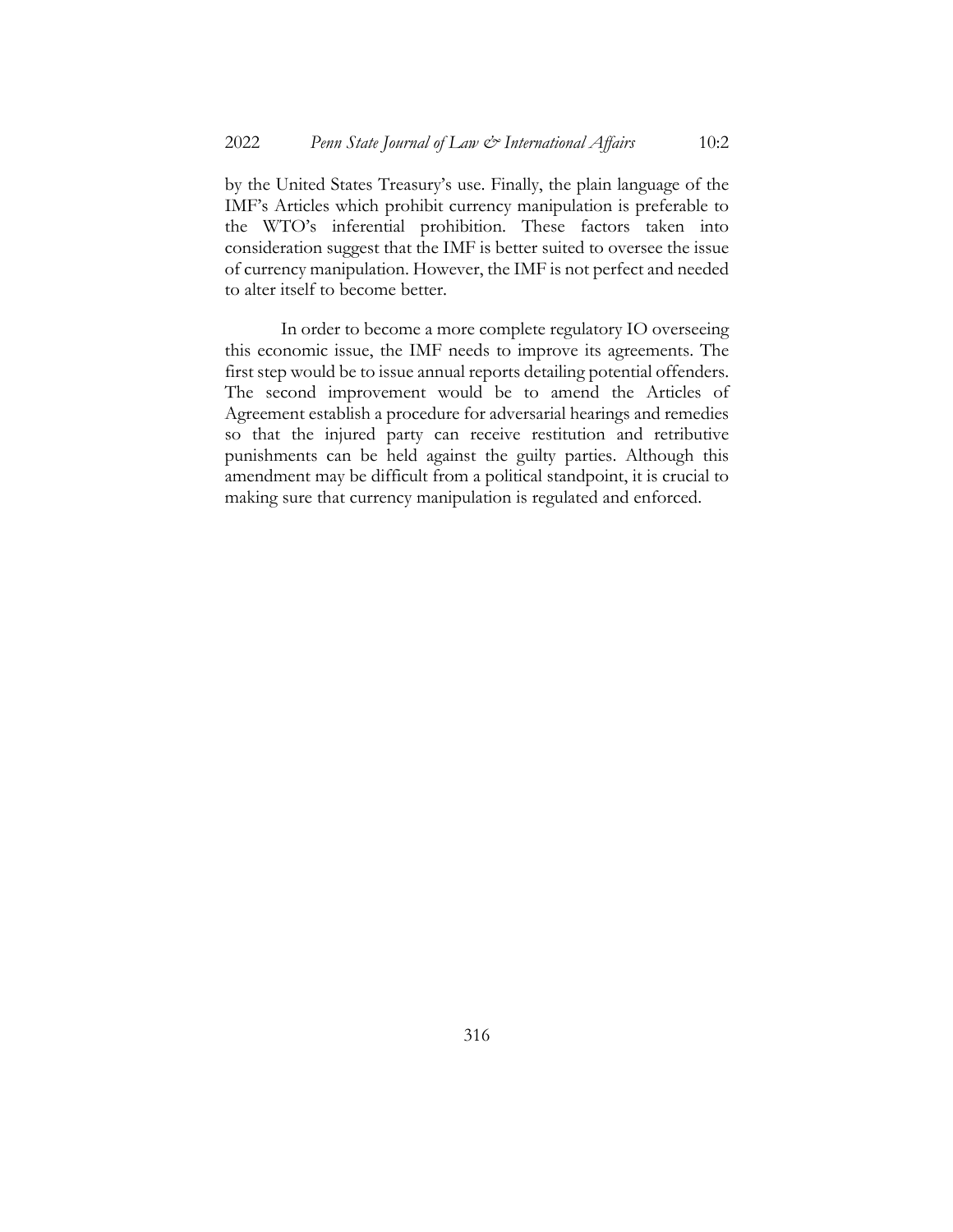by the United States Treasury's use. Finally, the plain language of the IMF's Articles which prohibit currency manipulation is preferable to the WTO's inferential prohibition. These factors taken into consideration suggest that the IMF is better suited to oversee the issue of currency manipulation. However, the IMF is not perfect and needed to alter itself to become better.

In order to become a more complete regulatory IO overseeing this economic issue, the IMF needs to improve its agreements. The first step would be to issue annual reports detailing potential offenders. The second improvement would be to amend the Articles of Agreement establish a procedure for adversarial hearings and remedies so that the injured party can receive restitution and retributive punishments can be held against the guilty parties. Although this amendment may be difficult from a political standpoint, it is crucial to making sure that currency manipulation is regulated and enforced.